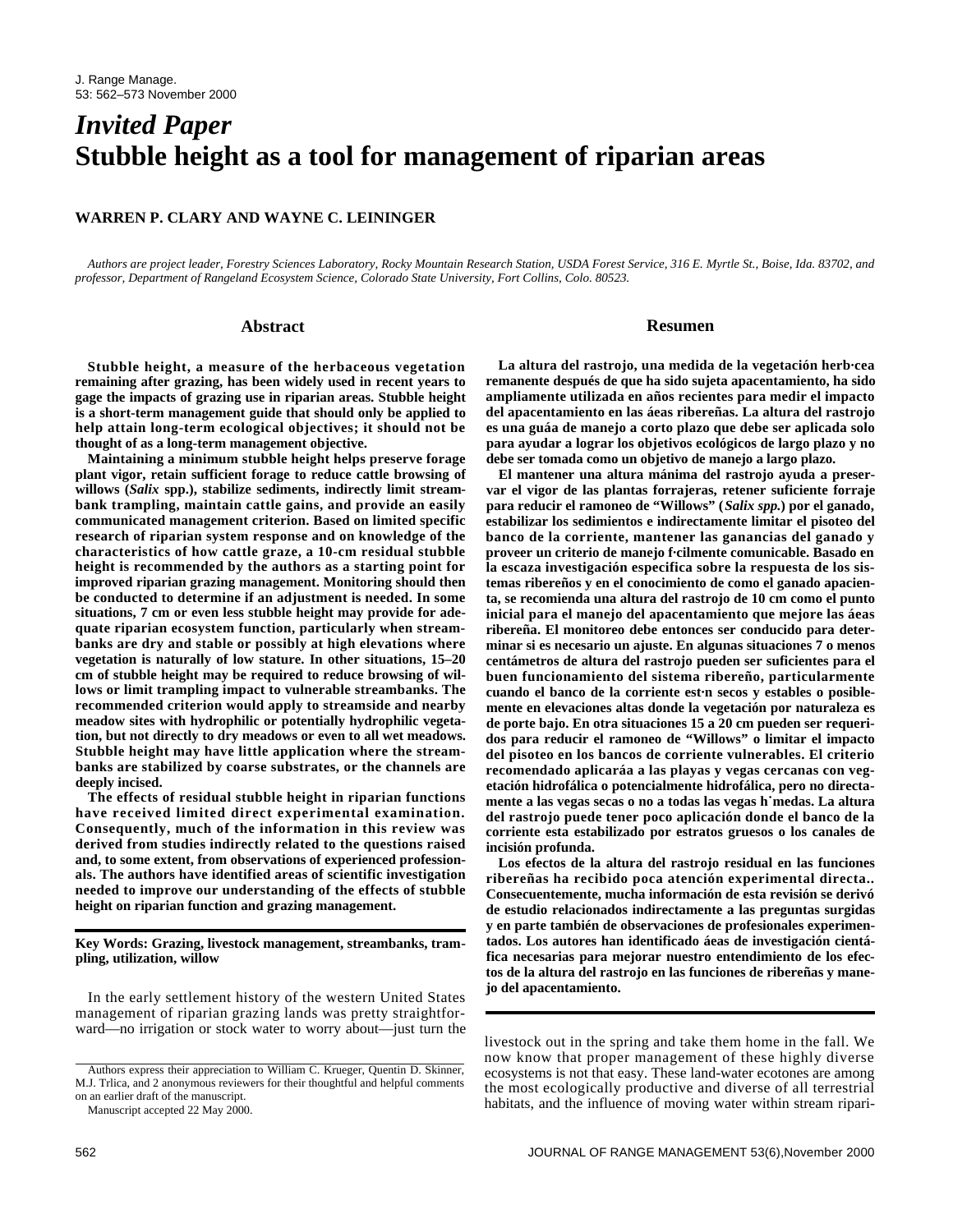# *Invited Paper*
# Stubble height as a tool for management of riparian areas

**WARREN P. CLARY AND WAYNE C. LEININGER**

*Authors are project leader, Forestry Sciences Laboratory, Rocky Mountain Research Station, USDA Forest Service, 316 E. Myrtle St., Boise, Ida. 83702, and professor, Department of Rangeland Ecosystem Science, Colorado State University, Fort Collins, Colo. 80523.*

## Abstract

**Stubble height, a measure of the herbaceous vegetation remaining after grazing, has been widely used in recent years to gage the impacts of grazing use in riparian areas. Stubble height is a short-term management guide that should only be applied to help attain long-term ecological objectives; it should not be thought of as a long-term management objective.**

**Maintaining a minimum stubble height helps preserve forage plant vigor, retain sufficient forage to reduce cattle browsing of willows (*Salix* spp.), stabilize sediments, indirectly limit streambank trampling, maintain cattle gains, and provide an easily communicated management criterion. Based on limited specific research of riparian system response and on knowledge of the characteristics of how cattle graze, a 10-cm residual stubble height is recommended by the authors as a starting point for improved riparian grazing management. Monitoring should then be conducted to determine if an adjustment is needed. In some situations, 7 cm or even less stubble height may provide for adequate riparian ecosystem function, particularly when streambanks are dry and stable or possibly at high elevations where vegetation is naturally of low stature. In other situations, 15–20 cm of stubble height may be required to reduce browsing of willows or limit trampling impact to vulnerable streambanks. The recommended criterion would apply to streamside and nearby meadow sites with hydrophilic or potentially hydrophilic vegetation, but not directly to dry meadows or even to all wet meadows. Stubble height may have little application where the streambanks are stabilized by coarse substrates, or the channels are deeply incised.**

**The effects of residual stubble height in riparian functions have received limited direct experimental examination. Consequently, much of the information in this review was derived from studies indirectly related to the questions raised and, to some extent, from observations of experienced professionals. The authors have identified areas of scientific investigation needed to improve our understanding of the effects of stubble height on riparian function and grazing management.**

**Key Words: Grazing, livestock management, streambanks, trampling, utilization, willow**

## Resumen

**La altura del rastrojo, una medida de la vegetación herb·cea remanente después de que ha sido sujeta apacentamiento, ha sido ampliamente utilizada en años recientes para medir el impacto del apacentamiento en las áeas ribereñas. La altura del rastrojo es una guáa de manejo a corto plazo que debe ser aplicada solo para ayudar a lograr los objetivos ecológicos de largo plazo y no debe ser tomada como un objetivo de manejo a largo plazo.**

**El mantener una altura mánima del rastrojo ayuda a preservar el vigor de las plantas forrajeras, retener suficiente forraje para reducir el ramoneo de "Willows" (*Salix spp.*) por el ganado, estabilizar los sedimentos e indirectamente limitar el pisoteo del banco de la corriente, mantener las ganancias del ganado y proveer un criterio de manejo f·cilmente comunicable. Basado en la escaza investigación especifica sobre la respuesta de los sistemas ribereños y en el conocimiento de como el ganado apacienta, se recomienda una altura del rastrojo de 10 cm como el punto inicial para el manejo del apacentamiento que mejore las áeas ribereña. El monitoreo debe entonces ser conducido para determinar si es necesario un ajuste. En algunas situaciones 7 o menos centámetros de altura del rastrojo pueden ser suficientes para el buen funcionamiento del sistema ribereño, particularmente cuando el banco de la corriente est·n secos y estables o posiblemente en elevaciones altas donde la vegetación por naturaleza es de porte bajo. En otra situaciones 15 a 20 cm pueden ser requeridos para reducir el ramoneo de "Willows" o limitar el impacto del pisoteo en los bancos de corriente vulnerables. El criterio recomendado aplicaráa a las playas y vegas cercanas con vegetación hidrofálica o potencialmente hidrofálica, pero no directamente a las vegas secas o no a todas las vegas h˙medas. La altura del rastrojo puede tener poco aplicación donde el banco de la corriente esta estabilizado por estratos gruesos o los canales de incisión profunda.**

**Los efectos de la altura del rastrojo residual en las funciones ribereñas ha recibido poca atención experimental directa.. Consecuentemente, mucha información de esta revisión se derivó de estudio relacionados indirectamente a las preguntas surgidas y en parte también de observaciones de profesionales experimentados. Los autores han identificado áeas de investigación cientáfica necesarias para mejorar nuestro entendimiento de los efectos de la altura del rastrojo en las funciones de ribereñas y manejo del apacentamiento.**

In the early settlement history of the western United States management of riparian grazing lands was pretty straightforward—no irrigation or stock water to worry about—just turn the livestock out in the spring and take them home in the fall. We now know that proper management of these highly diverse ecosystems is not that easy. These land-water ecotones are among the most ecologically productive and diverse of all terrestrial habitats, and the influence of moving water within stream ripari-

Authors express their appreciation to William C. Krueger, Quentin D. Skinner, M.J. Trlica, and 2 anonymous reviewers for their thoughtful and helpful comments on an earlier draft of the manuscript.

Manuscript accepted 22 May 2000.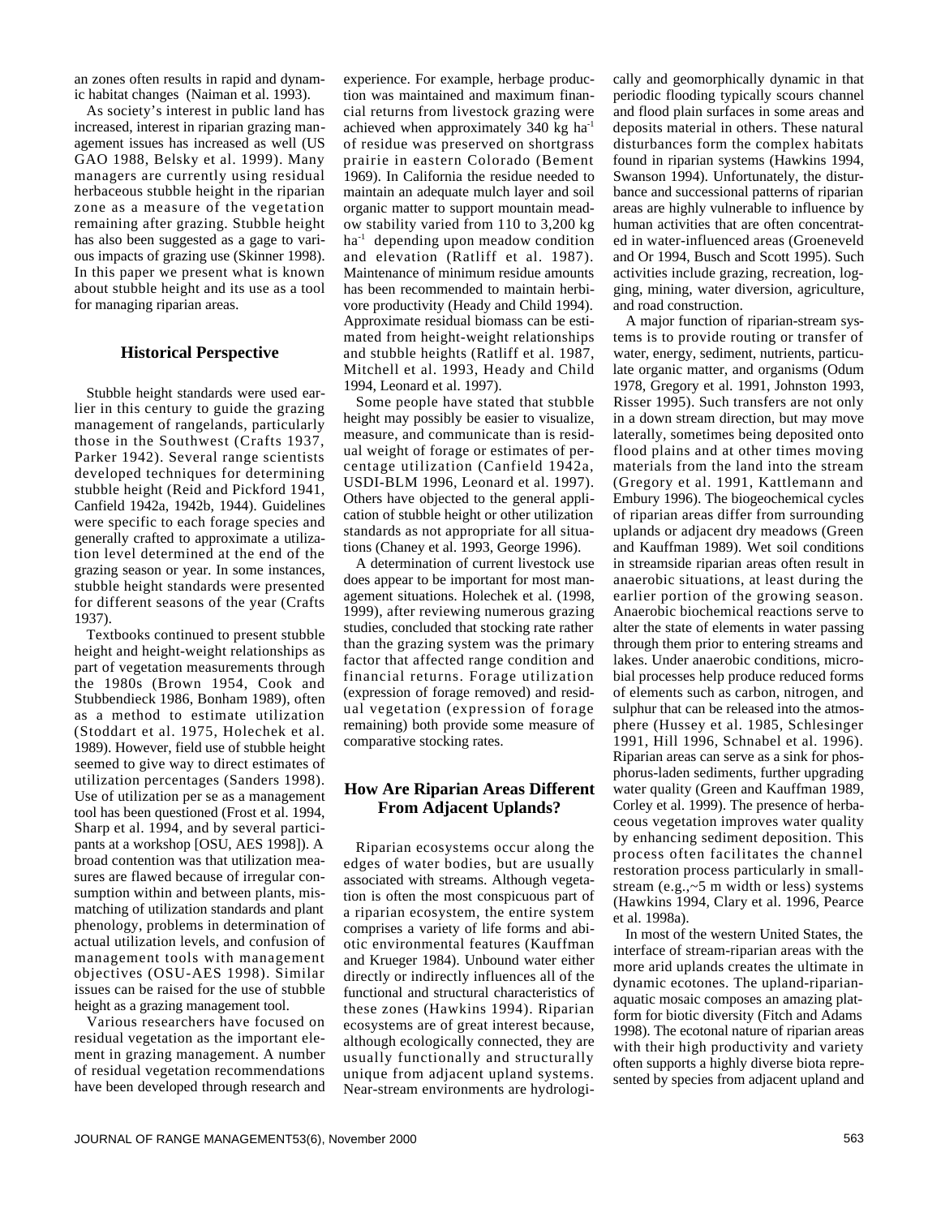an zones often results in rapid and dynamic habitat changes (Naiman et al. 1993).

As society's interest in public land has increased, interest in riparian grazing management issues has increased as well (US GAO 1988, Belsky et al. 1999). Many managers are currently using residual herbaceous stubble height in the riparian zone as a measure of the vegetation remaining after grazing. Stubble height has also been suggested as a gage to various impacts of grazing use (Skinner 1998). In this paper we present what is known about stubble height and its use as a tool for managing riparian areas.

## Historical Perspective

Stubble height standards were used earlier in this century to guide the grazing management of rangelands, particularly those in the Southwest (Crafts 1937, Parker 1942). Several range scientists developed techniques for determining stubble height (Reid and Pickford 1941, Canfield 1942a, 1942b, 1944). Guidelines were specific to each forage species and generally crafted to approximate a utilization level determined at the end of the grazing season or year. In some instances, stubble height standards were presented for different seasons of the year (Crafts 1937).

Textbooks continued to present stubble height and height-weight relationships as part of vegetation measurements through the 1980s (Brown 1954, Cook and Stubbendieck 1986, Bonham 1989), often as a method to estimate utilization (Stoddart et al. 1975, Holechek et al. 1989). However, field use of stubble height seemed to give way to direct estimates of utilization percentages (Sanders 1998). Use of utilization per se as a management tool has been questioned (Frost et al. 1994, Sharp et al. 1994, and by several participants at a workshop [OSU, AES 1998]). A broad contention was that utilization measures are flawed because of irregular consumption within and between plants, mismatching of utilization standards and plant phenology, problems in determination of actual utilization levels, and confusion of management tools with management objectives (OSU-AES 1998). Similar issues can be raised for the use of stubble height as a grazing management tool.

Various researchers have focused on residual vegetation as the important element in grazing management. A number of residual vegetation recommendations have been developed through research and experience. For example, herbage production was maintained and maximum financial returns from livestock grazing were achieved when approximately 340 kg ha$^{-1}$ of residue was preserved on shortgrass prairie in eastern Colorado (Bement 1969). In California the residue needed to maintain an adequate mulch layer and soil organic matter to support mountain meadow stability varied from 110 to 3,200 kg ha$^{-1}$ depending upon meadow condition and elevation (Ratliff et al. 1987). Maintenance of minimum residue amounts has been recommended to maintain herbivore productivity (Heady and Child 1994). Approximate residual biomass can be estimated from height-weight relationships and stubble heights (Ratliff et al. 1987, Mitchell et al. 1993, Heady and Child 1994, Leonard et al. 1997).

Some people have stated that stubble height may possibly be easier to visualize, measure, and communicate than is residual weight of forage or estimates of percentage utilization (Canfield 1942a, USDI-BLM 1996, Leonard et al. 1997). Others have objected to the general application of stubble height or other utilization standards as not appropriate for all situations (Chaney et al. 1993, George 1996).

A determination of current livestock use does appear to be important for most management situations. Holechek et al. (1998, 1999), after reviewing numerous grazing studies, concluded that stocking rate rather than the grazing system was the primary factor that affected range condition and financial returns. Forage utilization (expression of forage removed) and residual vegetation (expression of forage remaining) both provide some measure of comparative stocking rates.

## How Are Riparian Areas Different From Adjacent Uplands?

Riparian ecosystems occur along the edges of water bodies, but are usually associated with streams. Although vegetation is often the most conspicuous part of a riparian ecosystem, the entire system comprises a variety of life forms and abiotic environmental features (Kauffman and Krueger 1984). Unbound water either directly or indirectly influences all of the functional and structural characteristics of these zones (Hawkins 1994). Riparian ecosystems are of great interest because, although ecologically connected, they are usually functionally and structurally unique from adjacent upland systems. Near-stream environments are hydrologically and geomorphically dynamic in that periodic flooding typically scours channel and flood plain surfaces in some areas and deposits material in others. These natural disturbances form the complex habitats found in riparian systems (Hawkins 1994, Swanson 1994). Unfortunately, the disturbance and successional patterns of riparian areas are highly vulnerable to influence by human activities that are often concentrated in water-influenced areas (Groeneveld and Or 1994, Busch and Scott 1995). Such activities include grazing, recreation, logging, mining, water diversion, agriculture, and road construction.

A major function of riparian-stream systems is to provide routing or transfer of water, energy, sediment, nutrients, particulate organic matter, and organisms (Odum 1978, Gregory et al. 1991, Johnston 1993, Risser 1995). Such transfers are not only in a down stream direction, but may move laterally, sometimes being deposited onto flood plains and at other times moving materials from the land into the stream (Gregory et al. 1991, Kattlemann and Embury 1996). The biogeochemical cycles of riparian areas differ from surrounding uplands or adjacent dry meadows (Green and Kauffman 1989). Wet soil conditions in streamside riparian areas often result in anaerobic situations, at least during the earlier portion of the growing season. Anaerobic biochemical reactions serve to alter the state of elements in water passing through them prior to entering streams and lakes. Under anaerobic conditions, microbial processes help produce reduced forms of elements such as carbon, nitrogen, and sulphur that can be released into the atmosphere (Hussey et al. 1985, Schlesinger 1991, Hill 1996, Schnabel et al. 1996). Riparian areas can serve as a sink for phosphorus-laden sediments, further upgrading water quality (Green and Kauffman 1989, Corley et al. 1999). The presence of herbaceous vegetation improves water quality by enhancing sediment deposition. This process often facilitates the channel restoration process particularly in small-stream (e.g.,~5 m width or less) systems (Hawkins 1994, Clary et al. 1996, Pearce et al. 1998a).

In most of the western United States, the interface of stream-riparian areas with the more arid uplands creates the ultimate in dynamic ecotones. The upland-riparian-aquatic mosaic composes an amazing platform for biotic diversity (Fitch and Adams 1998). The ecotonal nature of riparian areas with their high productivity and variety often supports a highly diverse biota represented by species from adjacent upland and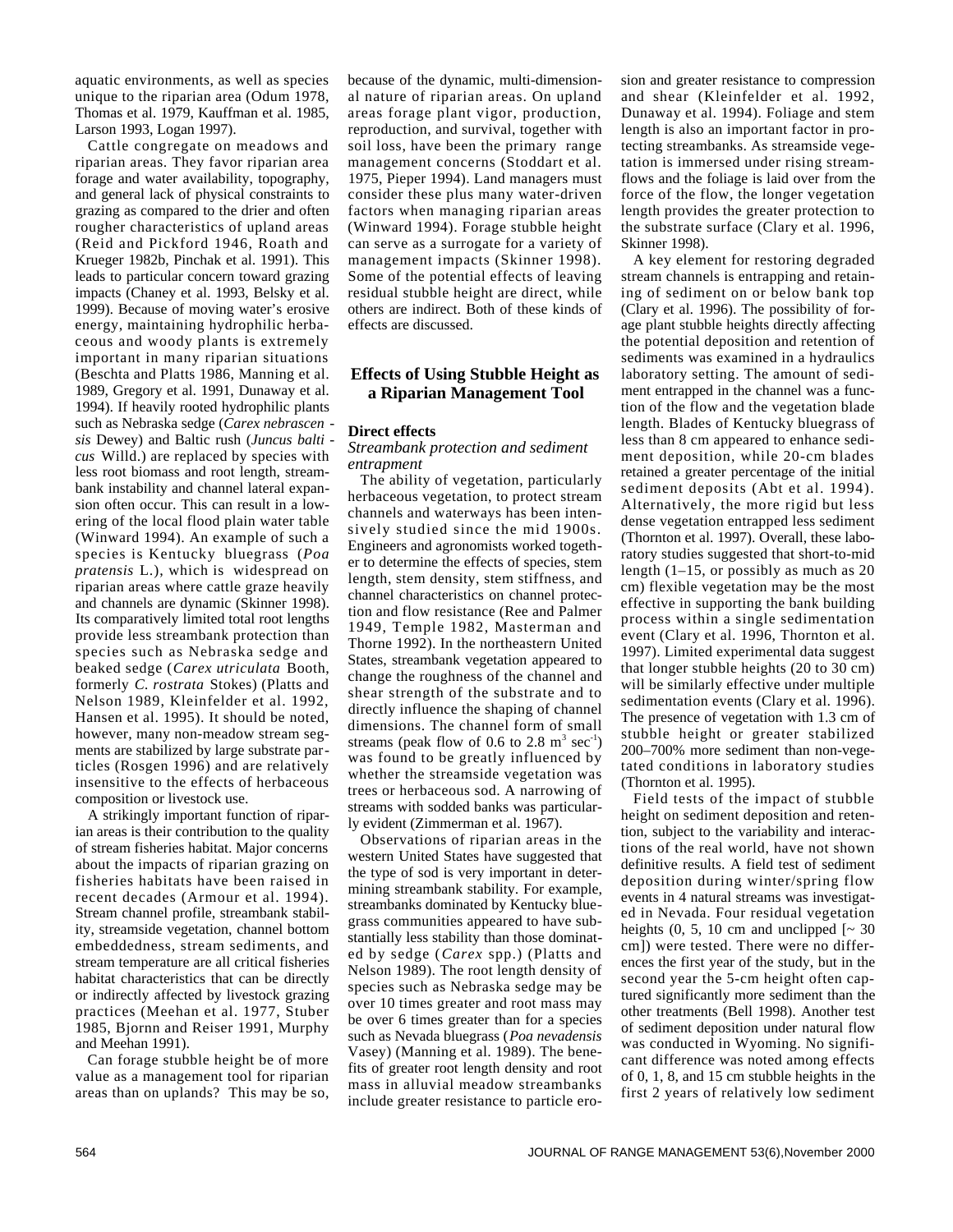aquatic environments, as well as species unique to the riparian area (Odum 1978, Thomas et al. 1979, Kauffman et al. 1985, Larson 1993, Logan 1997).

Cattle congregate on meadows and riparian areas. They favor riparian area forage and water availability, topography, and general lack of physical constraints to grazing as compared to the drier and often rougher characteristics of upland areas (Reid and Pickford 1946, Roath and Krueger 1982b, Pinchak et al. 1991). This leads to particular concern toward grazing impacts (Chaney et al. 1993, Belsky et al. 1999). Because of moving water's erosive energy, maintaining hydrophilic herbaceous and woody plants is extremely important in many riparian situations (Beschta and Platts 1986, Manning et al. 1989, Gregory et al. 1991, Dunaway et al. 1994). If heavily rooted hydrophilic plants such as Nebraska sedge (*Carex nebrascensis* Dewey) and Baltic rush (*Juncus balticus* Willd.) are replaced by species with less root biomass and root length, streambank instability and channel lateral expansion often occur. This can result in a lowering of the local flood plain water table (Winward 1994). An example of such a species is Kentucky bluegrass (*Poa pratensis* L.), which is widespread on riparian areas where cattle graze heavily and channels are dynamic (Skinner 1998). Its comparatively limited total root lengths provide less streambank protection than species such as Nebraska sedge and beaked sedge (*Carex utriculata* Booth, formerly *C. rostrata* Stokes) (Platts and Nelson 1989, Kleinfelder et al. 1992, Hansen et al. 1995). It should be noted, however, many non-meadow stream segments are stabilized by large substrate particles (Rosgen 1996) and are relatively insensitive to the effects of herbaceous composition or livestock use.

A strikingly important function of riparian areas is their contribution to the quality of stream fisheries habitat. Major concerns about the impacts of riparian grazing on fisheries habitats have been raised in recent decades (Armour et al. 1994). Stream channel profile, streambank stability, streamside vegetation, channel bottom embeddedness, stream sediments, and stream temperature are all critical fisheries habitat characteristics that can be directly or indirectly affected by livestock grazing practices (Meehan et al. 1977, Stuber 1985, Bjornn and Reiser 1991, Murphy and Meehan 1991).

Can forage stubble height be of more value as a management tool for riparian areas than on uplands? This may be so, because of the dynamic, multi-dimensional nature of riparian areas. On upland areas forage plant vigor, production, reproduction, and survival, together with soil loss, have been the primary range management concerns (Stoddart et al. 1975, Pieper 1994). Land managers must consider these plus many water-driven factors when managing riparian areas (Winward 1994). Forage stubble height can serve as a surrogate for a variety of management impacts (Skinner 1998). Some of the potential effects of leaving residual stubble height are direct, while others are indirect. Both of these kinds of effects are discussed.

## Effects of Using Stubble Height as a Riparian Management Tool

### Direct effects

*Streambank protection and sediment entrapment*

The ability of vegetation, particularly herbaceous vegetation, to protect stream channels and waterways has been intensively studied since the mid 1900s. Engineers and agronomists worked together to determine the effects of species, stem length, stem density, stem stiffness, and channel characteristics on channel protection and flow resistance (Ree and Palmer 1949, Temple 1982, Masterman and Thorne 1992). In the northeastern United States, streambank vegetation appeared to change the roughness of the channel and shear strength of the substrate and to directly influence the shaping of channel dimensions. The channel form of small streams (peak flow of 0.6 to 2.8 $m^3$ $sec^{-1}$) was found to be greatly influenced by whether the streamside vegetation was trees or herbaceous sod. A narrowing of streams with sodded banks was particularly evident (Zimmerman et al. 1967).

Observations of riparian areas in the western United States have suggested that the type of sod is very important in determining streambank stability. For example, streambanks dominated by Kentucky bluegrass communities appeared to have substantially less stability than those dominated by sedge (*Carex* spp.) (Platts and Nelson 1989). The root length density of species such as Nebraska sedge may be over 10 times greater and root mass may be over 6 times greater than for a species such as Nevada bluegrass (*Poa nevadensis* Vasey) (Manning et al. 1989). The benefits of greater root length density and root mass in alluvial meadow streambanks include greater resistance to particle erosion and greater resistance to compression and shear (Kleinfelder et al. 1992, Dunaway et al. 1994). Foliage and stem length is also an important factor in protecting streambanks. As streamside vegetation is immersed under rising streamflows and the foliage is laid over from the force of the flow, the longer vegetation length provides the greater protection to the substrate surface (Clary et al. 1996, Skinner 1998).

A key element for restoring degraded stream channels is entrapping and retaining of sediment on or below bank top (Clary et al. 1996). The possibility of forage plant stubble heights directly affecting the potential deposition and retention of sediments was examined in a hydraulics laboratory setting. The amount of sediment entrapped in the channel was a function of the flow and the vegetation blade length. Blades of Kentucky bluegrass of less than 8 cm appeared to enhance sediment deposition, while 20-cm blades retained a greater percentage of the initial sediment deposits (Abt et al. 1994). Alternatively, the more rigid but less dense vegetation entrapped less sediment (Thornton et al. 1997). Overall, these laboratory studies suggested that short-to-mid length (1–15, or possibly as much as 20 cm) flexible vegetation may be the most effective in supporting the bank building process within a single sedimentation event (Clary et al. 1996, Thornton et al. 1997). Limited experimental data suggest that longer stubble heights (20 to 30 cm) will be similarly effective under multiple sedimentation events (Clary et al. 1996). The presence of vegetation with 1.3 cm of stubble height or greater stabilized 200–700% more sediment than non-vegetated conditions in laboratory studies (Thornton et al. 1995).

Field tests of the impact of stubble height on sediment deposition and retention, subject to the variability and interactions of the real world, have not shown definitive results. A field test of sediment deposition during winter/spring flow events in 4 natural streams was investigated in Nevada. Four residual vegetation heights (0, 5, 10 cm and unclipped [~ 30 cm]) were tested. There were no differences the first year of the study, but in the second year the 5-cm height often captured significantly more sediment than the other treatments (Bell 1998). Another test of sediment deposition under natural flow was conducted in Wyoming. No significant difference was noted among effects of 0, 1, 8, and 15 cm stubble heights in the first 2 years of relatively low sediment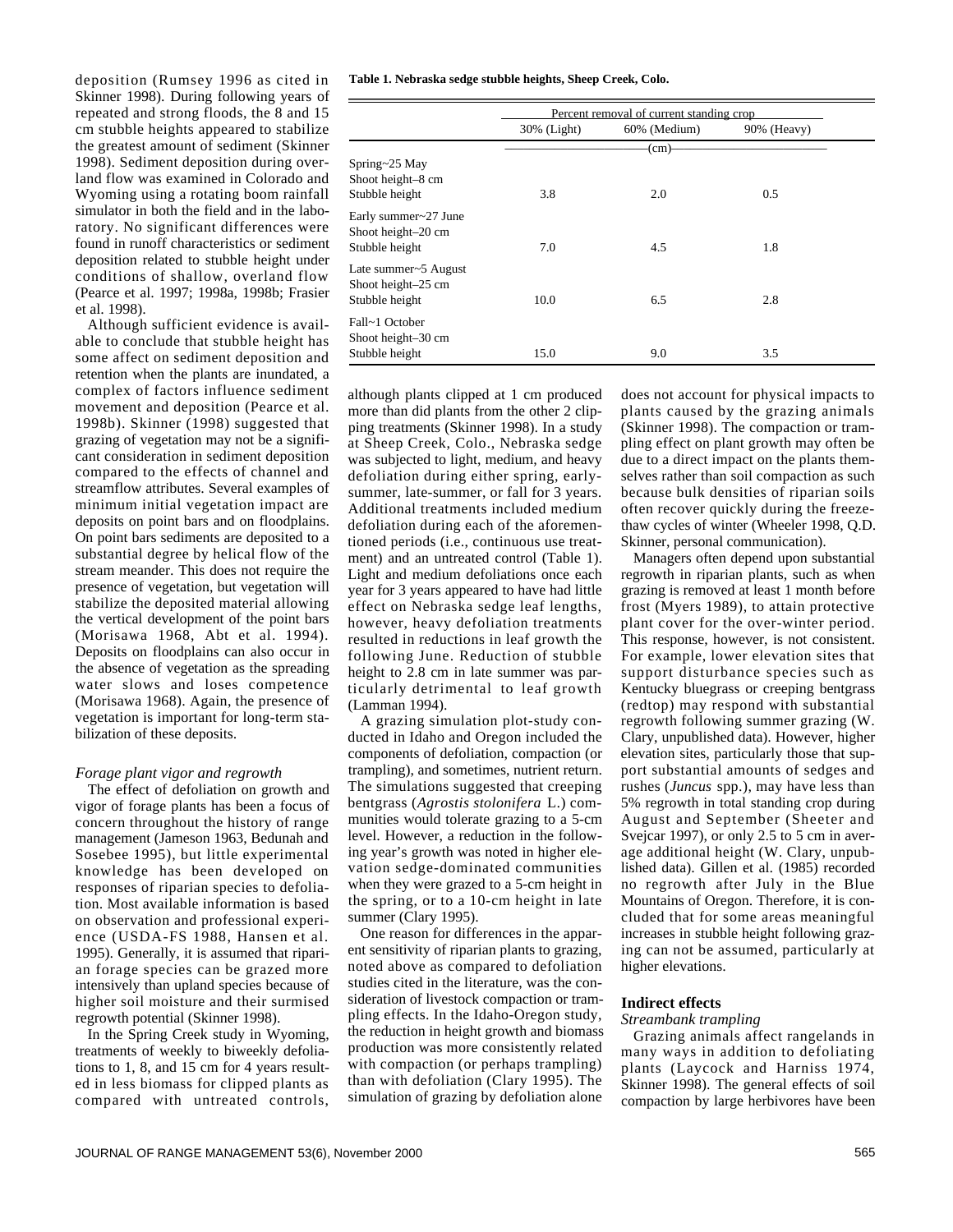deposition (Rumsey 1996 as cited in Skinner 1998). During following years of repeated and strong floods, the 8 and 15 cm stubble heights appeared to stabilize the greatest amount of sediment (Skinner 1998). Sediment deposition during overland flow was examined in Colorado and Wyoming using a rotating boom rainfall simulator in both the field and in the laboratory. No significant differences were found in runoff characteristics or sediment deposition related to stubble height under conditions of shallow, overland flow (Pearce et al. 1997; 1998a, 1998b; Frasier et al. 1998).

Although sufficient evidence is available to conclude that stubble height has some affect on sediment deposition and retention when the plants are inundated, a complex of factors influence sediment movement and deposition (Pearce et al. 1998b). Skinner (1998) suggested that grazing of vegetation may not be a significant consideration in sediment deposition compared to the effects of channel and streamflow attributes. Several examples of minimum initial vegetation impact are deposits on point bars and on floodplains. On point bars sediments are deposited to a substantial degree by helical flow of the stream meander. This does not require the presence of vegetation, but vegetation will stabilize the deposited material allowing the vertical development of the point bars (Morisawa 1968, Abt et al. 1994). Deposits on floodplains can also occur in the absence of vegetation as the spreading water slows and loses competence (Morisawa 1968). Again, the presence of vegetation is important for long-term stabilization of these deposits.

*Forage plant vigor and regrowth*

The effect of defoliation on growth and vigor of forage plants has been a focus of concern throughout the history of range management (Jameson 1963, Bedunah and Sosebee 1995), but little experimental knowledge has been developed on responses of riparian species to defoliation. Most available information is based on observation and professional experience (USDA-FS 1988, Hansen et al. 1995). Generally, it is assumed that riparian forage species can be grazed more intensively than upland species because of higher soil moisture and their surmised regrowth potential (Skinner 1998).

In the Spring Creek study in Wyoming, treatments of weekly to biweekly defoliations to 1, 8, and 15 cm for 4 years resulted in less biomass for clipped plants as compared with untreated controls,

**Table 1. Nebraska sedge stubble heights, Sheep Creek, Colo.**

| | Percent removal of current standing crop | | |
|---|---|---|---|
| | 30% (Light) | 60% (Medium) | 90% (Heavy) |
| | (cm) | | |
| Spring~25 May | | | |
| Shoot height–8 cm | | | |
| Stubble height | 3.8 | 2.0 | 0.5 |
| Early summer~27 June | | | |
| Shoot height–20 cm | | | |
| Stubble height | 7.0 | 4.5 | 1.8 |
| Late summer~5 August | | | |
| Shoot height–25 cm | | | |
| Stubble height | 10.0 | 6.5 | 2.8 |
| Fall~1 October | | | |
| Shoot height–30 cm | | | |
| Stubble height | 15.0 | 9.0 | 3.5 |

although plants clipped at 1 cm produced more than did plants from the other 2 clipping treatments (Skinner 1998). In a study at Sheep Creek, Colo., Nebraska sedge was subjected to light, medium, and heavy defoliation during either spring, early-summer, late-summer, or fall for 3 years. Additional treatments included medium defoliation during each of the aforementioned periods (i.e., continuous use treatment) and an untreated control (Table 1). Light and medium defoliations once each year for 3 years appeared to have had little effect on Nebraska sedge leaf lengths, however, heavy defoliation treatments resulted in reductions in leaf growth the following June. Reduction of stubble height to 2.8 cm in late summer was particularly detrimental to leaf growth (Lamman 1994).

A grazing simulation plot-study conducted in Idaho and Oregon included the components of defoliation, compaction (or trampling), and sometimes, nutrient return. The simulations suggested that creeping bentgrass (*Agrostis stolonifera* L.) communities would tolerate grazing to a 5-cm level. However, a reduction in the following year's growth was noted in higher elevation sedge-dominated communities when they were grazed to a 5-cm height in the spring, or to a 10-cm height in late summer (Clary 1995).

One reason for differences in the apparent sensitivity of riparian plants to grazing, noted above as compared to defoliation studies cited in the literature, was the consideration of livestock compaction or trampling effects. In the Idaho-Oregon study, the reduction in height growth and biomass production was more consistently related with compaction (or perhaps trampling) than with defoliation (Clary 1995). The simulation of grazing by defoliation alone does not account for physical impacts to plants caused by the grazing animals (Skinner 1998). The compaction or trampling effect on plant growth may often be due to a direct impact on the plants themselves rather than soil compaction as such because bulk densities of riparian soils often recover quickly during the freeze-thaw cycles of winter (Wheeler 1998, Q.D. Skinner, personal communication).

Managers often depend upon substantial regrowth in riparian plants, such as when grazing is removed at least 1 month before frost (Myers 1989), to attain protective plant cover for the over-winter period. This response, however, is not consistent. For example, lower elevation sites that support disturbance species such as Kentucky bluegrass or creeping bentgrass (redtop) may respond with substantial regrowth following summer grazing (W. Clary, unpublished data). However, higher elevation sites, particularly those that support substantial amounts of sedges and rushes (*Juncus* spp.), may have less than 5% regrowth in total standing crop during August and September (Sheeter and Svejcar 1997), or only 2.5 to 5 cm in average additional height (W. Clary, unpublished data). Gillen et al. (1985) recorded no regrowth after July in the Blue Mountains of Oregon. Therefore, it is concluded that for some areas meaningful increases in stubble height following grazing can not be assumed, particularly at higher elevations.

## Indirect effects

*Streambank trampling*

Grazing animals affect rangelands in many ways in addition to defoliating plants (Laycock and Harniss 1974, Skinner 1998). The general effects of soil compaction by large herbivores have been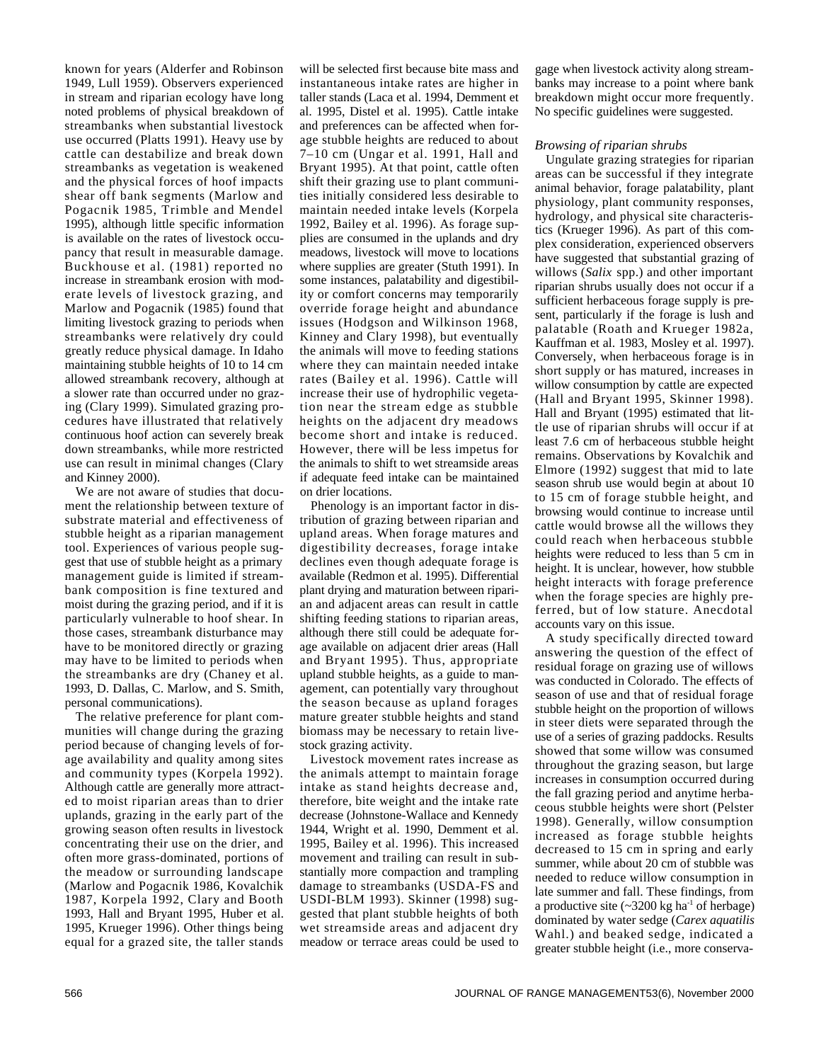known for years (Alderfer and Robinson 1949, Lull 1959). Observers experienced in stream and riparian ecology have long noted problems of physical breakdown of streambanks when substantial livestock use occurred (Platts 1991). Heavy use by cattle can destabilize and break down streambanks as vegetation is weakened and the physical forces of hoof impacts shear off bank segments (Marlow and Pogacnik 1985, Trimble and Mendel 1995), although little specific information is available on the rates of livestock occupancy that result in measurable damage. Buckhouse et al. (1981) reported no increase in streambank erosion with moderate levels of livestock grazing, and Marlow and Pogacnik (1985) found that limiting livestock grazing to periods when streambanks were relatively dry could greatly reduce physical damage. In Idaho maintaining stubble heights of 10 to 14 cm allowed streambank recovery, although at a slower rate than occurred under no grazing (Clary 1999). Simulated grazing procedures have illustrated that relatively continuous hoof action can severely break down streambanks, while more restricted use can result in minimal changes (Clary and Kinney 2000).

We are not aware of studies that document the relationship between texture of substrate material and effectiveness of stubble height as a riparian management tool. Experiences of various people suggest that use of stubble height as a primary management guide is limited if streambank composition is fine textured and moist during the grazing period, and if it is particularly vulnerable to hoof shear. In those cases, streambank disturbance may have to be monitored directly or grazing may have to be limited to periods when the streambanks are dry (Chaney et al. 1993, D. Dallas, C. Marlow, and S. Smith, personal communications).

The relative preference for plant communities will change during the grazing period because of changing levels of forage availability and quality among sites and community types (Korpela 1992). Although cattle are generally more attracted to moist riparian areas than to drier uplands, grazing in the early part of the growing season often results in livestock concentrating their use on the drier, and often more grass-dominated, portions of the meadow or surrounding landscape (Marlow and Pogacnik 1986, Kovalchik 1987, Korpela 1992, Clary and Booth 1993, Hall and Bryant 1995, Huber et al. 1995, Krueger 1996). Other things being equal for a grazed site, the taller stands will be selected first because bite mass and instantaneous intake rates are higher in taller stands (Laca et al. 1994, Demment et al. 1995, Distel et al. 1995). Cattle intake and preferences can be affected when forage stubble heights are reduced to about 7–10 cm (Ungar et al. 1991, Hall and Bryant 1995). At that point, cattle often shift their grazing use to plant communities initially considered less desirable to maintain needed intake levels (Korpela 1992, Bailey et al. 1996). As forage supplies are consumed in the uplands and dry meadows, livestock will move to locations where supplies are greater (Stuth 1991). In some instances, palatability and digestibility or comfort concerns may temporarily override forage height and abundance issues (Hodgson and Wilkinson 1968, Kinney and Clary 1998), but eventually the animals will move to feeding stations where they can maintain needed intake rates (Bailey et al. 1996). Cattle will increase their use of hydrophilic vegetation near the stream edge as stubble heights on the adjacent dry meadows become short and intake is reduced. However, there will be less impetus for the animals to shift to wet streamside areas if adequate feed intake can be maintained on drier locations.

Phenology is an important factor in distribution of grazing between riparian and upland areas. When forage matures and digestibility decreases, forage intake declines even though adequate forage is available (Redmon et al. 1995). Differential plant drying and maturation between riparian and adjacent areas can result in cattle shifting feeding stations to riparian areas, although there still could be adequate forage available on adjacent drier areas (Hall and Bryant 1995). Thus, appropriate upland stubble heights, as a guide to management, can potentially vary throughout the season because as upland forages mature greater stubble heights and stand biomass may be necessary to retain livestock grazing activity.

Livestock movement rates increase as the animals attempt to maintain forage intake as stand heights decrease and, therefore, bite weight and the intake rate decrease (Johnstone-Wallace and Kennedy 1944, Wright et al. 1990, Demment et al. 1995, Bailey et al. 1996). This increased movement and trailing can result in substantially more compaction and trampling damage to streambanks (USDA-FS and USDI-BLM 1993). Skinner (1998) suggested that plant stubble heights of both wet streamside areas and adjacent dry meadow or terrace areas could be used to gage when livestock activity along streambanks may increase to a point where bank breakdown might occur more frequently. No specific guidelines were suggested.

### *Browsing of riparian shrubs*

Ungulate grazing strategies for riparian areas can be successful if they integrate animal behavior, forage palatability, plant physiology, plant community responses, hydrology, and physical site characteristics (Krueger 1996). As part of this complex consideration, experienced observers have suggested that substantial grazing of willows (*Salix* spp.) and other important riparian shrubs usually does not occur if a sufficient herbaceous forage supply is present, particularly if the forage is lush and palatable (Roath and Krueger 1982a, Kauffman et al. 1983, Mosley et al. 1997). Conversely, when herbaceous forage is in short supply or has matured, increases in willow consumption by cattle are expected (Hall and Bryant 1995, Skinner 1998). Hall and Bryant (1995) estimated that little use of riparian shrubs will occur if at least 7.6 cm of herbaceous stubble height remains. Observations by Kovalchik and Elmore (1992) suggest that mid to late season shrub use would begin at about 10 to 15 cm of forage stubble height, and browsing would continue to increase until cattle would browse all the willows they could reach when herbaceous stubble heights were reduced to less than 5 cm in height. It is unclear, however, how stubble height interacts with forage preference when the forage species are highly preferred, but of low stature. Anecdotal accounts vary on this issue.

A study specifically directed toward answering the question of the effect of residual forage on grazing use of willows was conducted in Colorado. The effects of season of use and that of residual forage stubble height on the proportion of willows in steer diets were separated through the use of a series of grazing paddocks. Results showed that some willow was consumed throughout the grazing season, but large increases in consumption occurred during the fall grazing period and anytime herbaceous stubble heights were short (Pelster 1998). Generally, willow consumption increased as forage stubble heights decreased to 15 cm in spring and early summer, while about 20 cm of stubble was needed to reduce willow consumption in late summer and fall. These findings, from a productive site (~3200 kg $ha^{-1}$ of herbage) dominated by water sedge (*Carex aquatilis* Wahl.) and beaked sedge, indicated a greater stubble height (i.e., more conserva-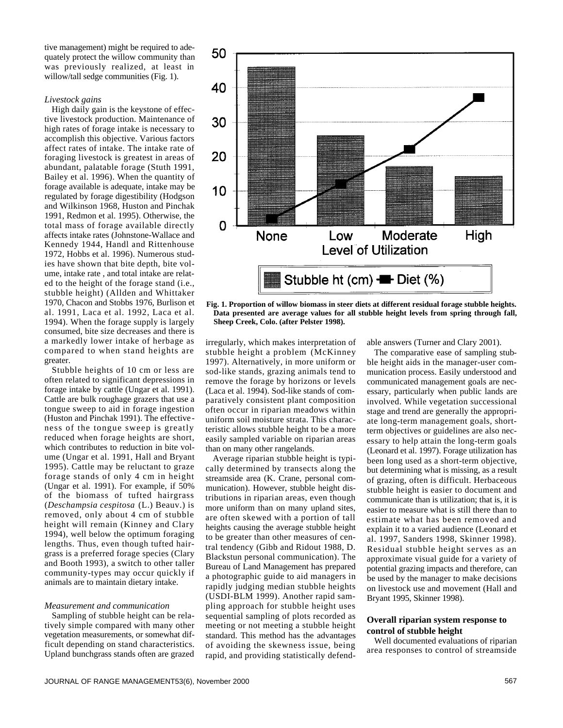tive management) might be required to adequately protect the willow community than was previously realized, at least in willow/tall sedge communities (Fig. 1).

*Livestock gains*

High daily gain is the keystone of effective livestock production. Maintenance of high rates of forage intake is necessary to accomplish this objective. Various factors affect rates of intake. The intake rate of foraging livestock is greatest in areas of abundant, palatable forage (Stuth 1991, Bailey et al. 1996). When the quantity of forage available is adequate, intake may be regulated by forage digestibility (Hodgson and Wilkinson 1968, Huston and Pinchak 1991, Redmon et al. 1995). Otherwise, the total mass of forage available directly affects intake rates (Johnstone-Wallace and Kennedy 1944, Handl and Rittenhouse 1972, Hobbs et al. 1996). Numerous studies have shown that bite depth, bite volume, intake rate , and total intake are related to the height of the forage stand (i.e., stubble height) (Allden and Whittaker 1970, Chacon and Stobbs 1976, Burlison et al. 1991, Laca et al. 1992, Laca et al. 1994). When the forage supply is largely consumed, bite size decreases and there is a markedly lower intake of herbage as compared to when stand heights are greater.

Stubble heights of 10 cm or less are often related to significant depressions in forage intake by cattle (Ungar et al. 1991). Cattle are bulk roughage grazers that use a tongue sweep to aid in forage ingestion (Huston and Pinchak 1991). The effectiveness of the tongue sweep is greatly reduced when forage heights are short, which contributes to reduction in bite volume (Ungar et al. 1991, Hall and Bryant 1995). Cattle may be reluctant to graze forage stands of only 4 cm in height (Ungar et al. 1991). For example, if 50% of the biomass of tufted hairgrass (*Deschampsia cespitosa* (L.) Beauv.) is removed, only about 4 cm of stubble height will remain (Kinney and Clary 1994), well below the optimum foraging lengths. Thus, even though tufted hairgrass is a preferred forage species (Clary and Booth 1993), a switch to other taller community-types may occur quickly if animals are to maintain dietary intake.

*Measurement and communication*

Sampling of stubble height can be relatively simple compared with many other vegetation measurements, or somewhat difficult depending on stand characteristics. Upland bunchgrass stands often are grazed irregularly, which makes interpretation of stubble height a problem (McKinney 1997). Alternatively, in more uniform or sod-like stands, grazing animals tend to remove the forage by horizons or levels (Laca et al. 1994). Sod-like stands of comparatively consistent plant composition often occur in riparian meadows within uniform soil moisture strata. This characteristic allows stubble height to be a more easily sampled variable on riparian areas than on many other rangelands.

**Fig. 1. Proportion of willow biomass in steer diets at different residual forage stubble heights. Data presented are average values for all stubble height levels from spring through fall, Sheep Creek, Colo. (after Pelster 1998).**

Average riparian stubble height is typically determined by transects along the streamside area (K. Crane, personal communication). However, stubble height distributions in riparian areas, even though more uniform than on many upland sites, are often skewed with a portion of tall heights causing the average stubble height to be greater than other measures of central tendency (Gibb and Ridout 1988, D. Blackstun personal communication). The Bureau of Land Management has prepared a photographic guide to aid managers in rapidly judging median stubble heights (USDI-BLM 1999). Another rapid sampling approach for stubble height uses sequential sampling of plots recorded as meeting or not meeting a stubble height standard. This method has the advantages of avoiding the skewness issue, being rapid, and providing statistically defendable answers (Turner and Clary 2001).

The comparative ease of sampling stubble height aids in the manager-user communication process. Easily understood and communicated management goals are necessary, particularly when public lands are involved. While vegetation successional stage and trend are generally the appropriate long-term management goals, short-term objectives or guidelines are also necessary to help attain the long-term goals (Leonard et al. 1997). Forage utilization has been long used as a short-term objective, but determining what is missing, as a result of grazing, often is difficult. Herbaceous stubble height is easier to document and communicate than is utilization; that is, it is easier to measure what is still there than to estimate what has been removed and explain it to a varied audience (Leonard et al. 1997, Sanders 1998, Skinner 1998). Residual stubble height serves as an approximate visual guide for a variety of potential grazing impacts and therefore, can be used by the manager to make decisions on livestock use and movement (Hall and Bryant 1995, Skinner 1998).

## Overall riparian system response to control of stubble height

Well documented evaluations of riparian area responses to control of streamside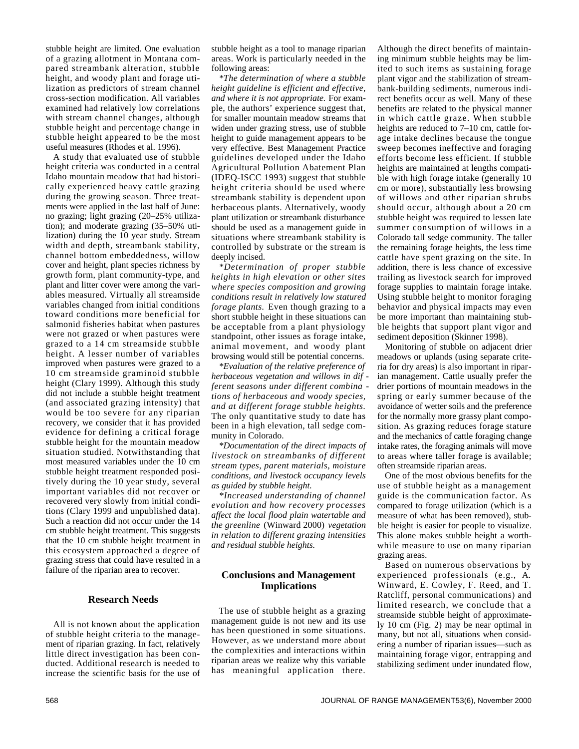stubble height are limited. One evaluation of a grazing allotment in Montana compared streambank alteration, stubble height, and woody plant and forage utilization as predictors of stream channel cross-section modification. All variables examined had relatively low correlations with stream channel changes, although stubble height and percentage change in stubble height appeared to be the most useful measures (Rhodes et al. 1996).

A study that evaluated use of stubble height criteria was conducted in a central Idaho mountain meadow that had historically experienced heavy cattle grazing during the growing season. Three treatments were applied in the last half of June: no grazing; light grazing (20–25% utilization); and moderate grazing (35–50% utilization) during the 10 year study. Stream width and depth, streambank stability, channel bottom embeddedness, willow cover and height, plant species richness by growth form, plant community-type, and plant and litter cover were among the variables measured. Virtually all streamside variables changed from initial conditions toward conditions more beneficial for salmonid fisheries habitat when pastures were not grazed or when pastures were grazed to a 14 cm streamside stubble height. A lesser number of variables improved when pastures were grazed to a 10 cm streamside graminoid stubble height (Clary 1999). Although this study did not include a stubble height treatment (and associated grazing intensity) that would be too severe for any riparian recovery, we consider that it has provided evidence for defining a critical forage stubble height for the mountain meadow situation studied. Notwithstanding that most measured variables under the 10 cm stubble height treatment responded positively during the 10 year study, several important variables did not recover or recovered very slowly from initial conditions (Clary 1999 and unpublished data). Such a reaction did not occur under the 14 cm stubble height treatment. This suggests that the 10 cm stubble height treatment in this ecosystem approached a degree of grazing stress that could have resulted in a failure of the riparian area to recover.

## Research Needs

All is not known about the application of stubble height criteria to the management of riparian grazing. In fact, relatively little direct investigation has been conducted. Additional research is needed to increase the scientific basis for the use of stubble height as a tool to manage riparian areas. Work is particularly needed in the following areas:

*\*The determination of where a stubble height guideline is efficient and effective, and where it is not appropriate.* For example, the authors' experience suggest that, for smaller mountain meadow streams that widen under grazing stress, use of stubble height to guide management appears to be very effective. Best Management Practice guidelines developed under the Idaho Agricultural Pollution Abatement Plan (IDEQ-ISCC 1993) suggest that stubble height criteria should be used where streambank stability is dependent upon herbaceous plants. Alternatively, woody plant utilization or streambank disturbance should be used as a management guide in situations where streambank stability is controlled by substrate or the stream is deeply incised.

*\*Determination of proper stubble heights in high elevation or other sites where species composition and growing conditions result in relatively low statured forage plants.* Even though grazing to a short stubble height in these situations can be acceptable from a plant physiology standpoint, other issues as forage intake, animal movement, and woody plant browsing would still be potential concerns.

*\*Evaluation of the relative preference of herbaceous vegetation and willows in different seasons under different combinations of herbaceous and woody species, and at different forage stubble heights.* The only quantitative study to date has been in a high elevation, tall sedge community in Colorado.

*\*Documentation of the direct impacts of livestock on streambanks of different stream types, parent materials, moisture conditions, and livestock occupancy levels as guided by stubble height.*

*\*Increased understanding of channel evolution and how recovery processes affect the local flood plain watertable and the greenline* (Winward 2000) *vegetation in relation to different grazing intensities and residual stubble heights.*

## Conclusions and Management Implications

The use of stubble height as a grazing management guide is not new and its use has been questioned in some situations. However, as we understand more about the complexities and interactions within riparian areas we realize why this variable has meaningful application there. Although the direct benefits of maintaining minimum stubble heights may be limited to such items as sustaining forage plant vigor and the stabilization of streambank-building sediments, numerous indirect benefits occur as well. Many of these benefits are related to the physical manner in which cattle graze. When stubble heights are reduced to 7–10 cm, cattle forage intake declines because the tongue sweep becomes ineffective and foraging efforts become less efficient. If stubble heights are maintained at lengths compatible with high forage intake (generally 10 cm or more), substantially less browsing of willows and other riparian shrubs should occur, although about a 20 cm stubble height was required to lessen late summer consumption of willows in a Colorado tall sedge community. The taller the remaining forage heights, the less time cattle have spent grazing on the site. In addition, there is less chance of excessive trailing as livestock search for improved forage supplies to maintain forage intake. Using stubble height to monitor foraging behavior and physical impacts may even be more important than maintaining stubble heights that support plant vigor and sediment deposition (Skinner 1998).

Monitoring of stubble on adjacent drier meadows or uplands (using separate criteria for dry areas) is also important in riparian management. Cattle usually prefer the drier portions of mountain meadows in the spring or early summer because of the avoidance of wetter soils and the preference for the normally more grassy plant composition. As grazing reduces forage stature and the mechanics of cattle foraging change intake rates, the foraging animals will move to areas where taller forage is available; often streamside riparian areas.

One of the most obvious benefits for the use of stubble height as a management guide is the communication factor. As compared to forage utilization (which is a measure of what has been removed), stubble height is easier for people to visualize. This alone makes stubble height a worthwhile measure to use on many riparian grazing areas.

Based on numerous observations by experienced professionals (e.g., A. Winward, E. Cowley, F. Reed, and T. Ratcliff, personal communications) and limited research, we conclude that a streamside stubble height of approximately 10 cm (Fig. 2) may be near optimal in many, but not all, situations when considering a number of riparian issues—such as maintaining forage vigor, entrapping and stabilizing sediment under inundated flow,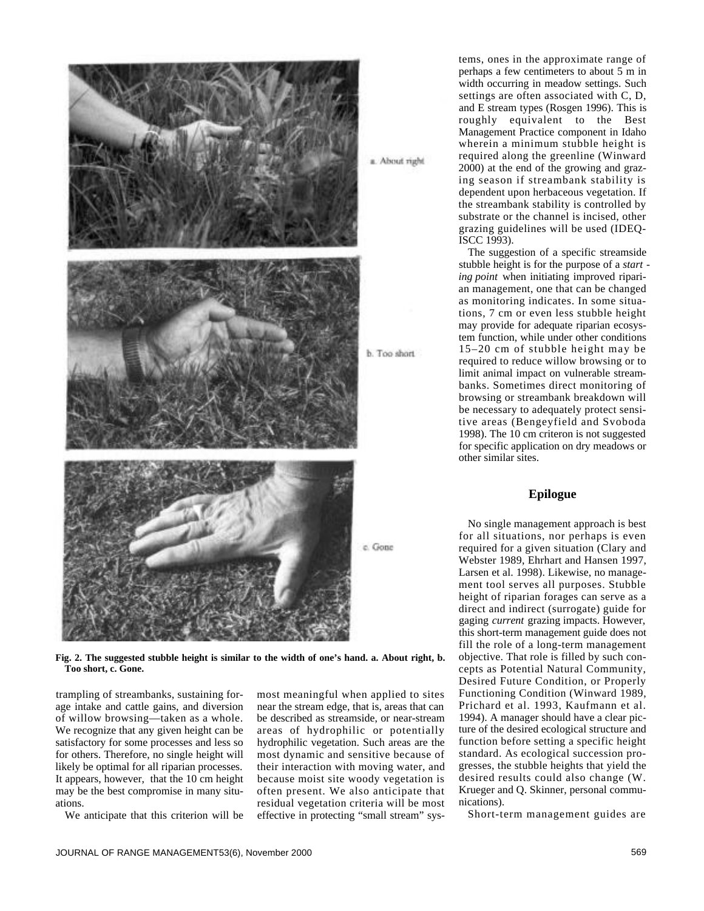a. About right

b. Too short

c. Gone

**Fig. 2. The suggested stubble height is similar to the width of one's hand. a. About right, b. Too short, c. Gone.**

trampling of streambanks, sustaining forage intake and cattle gains, and diversion of willow browsing—taken as a whole. We recognize that any given height can be satisfactory for some processes and less so for others. Therefore, no single height will likely be optimal for all riparian processes. It appears, however, that the 10 cm height may be the best compromise in many situations.

We anticipate that this criterion will be most meaningful when applied to sites near the stream edge, that is, areas that can be described as streamside, or near-stream areas of hydrophilic or potentially hydrophilic vegetation. Such areas are the most dynamic and sensitive because of their interaction with moving water, and because moist site woody vegetation is often present. We also anticipate that residual vegetation criteria will be most effective in protecting "small stream" systems, ones in the approximate range of perhaps a few centimeters to about 5 m in width occurring in meadow settings. Such settings are often associated with C, D, and E stream types (Rosgen 1996). This is roughly equivalent to the Best Management Practice component in Idaho wherein a minimum stubble height is required along the greenline (Winward 2000) at the end of the growing and grazing season if streambank stability is dependent upon herbaceous vegetation. If the streambank stability is controlled by substrate or the channel is incised, other grazing guidelines will be used (IDEQ-ISCC 1993).

The suggestion of a specific streamside stubble height is for the purpose of a *starting point* when initiating improved riparian management, one that can be changed as monitoring indicates. In some situations, 7 cm or even less stubble height may provide for adequate riparian ecosystem function, while under other conditions 15–20 cm of stubble height may be required to reduce willow browsing or to limit animal impact on vulnerable streambanks. Sometimes direct monitoring of browsing or streambank breakdown will be necessary to adequately protect sensitive areas (Bengeyfield and Svoboda 1998). The 10 cm criteron is not suggested for specific application on dry meadows or other similar sites.

## Epilogue

No single management approach is best for all situations, nor perhaps is even required for a given situation (Clary and Webster 1989, Ehrhart and Hansen 1997, Larsen et al. 1998). Likewise, no management tool serves all purposes. Stubble height of riparian forages can serve as a direct and indirect (surrogate) guide for gaging *current* grazing impacts. However, this short-term management guide does not fill the role of a long-term management objective. That role is filled by such concepts as Potential Natural Community, Desired Future Condition, or Properly Functioning Condition (Winward 1989, Prichard et al. 1993, Kaufmann et al. 1994). A manager should have a clear picture of the desired ecological structure and function before setting a specific height standard. As ecological succession progresses, the stubble heights that yield the desired results could also change (W. Krueger and Q. Skinner, personal communications).

Short-term management guides are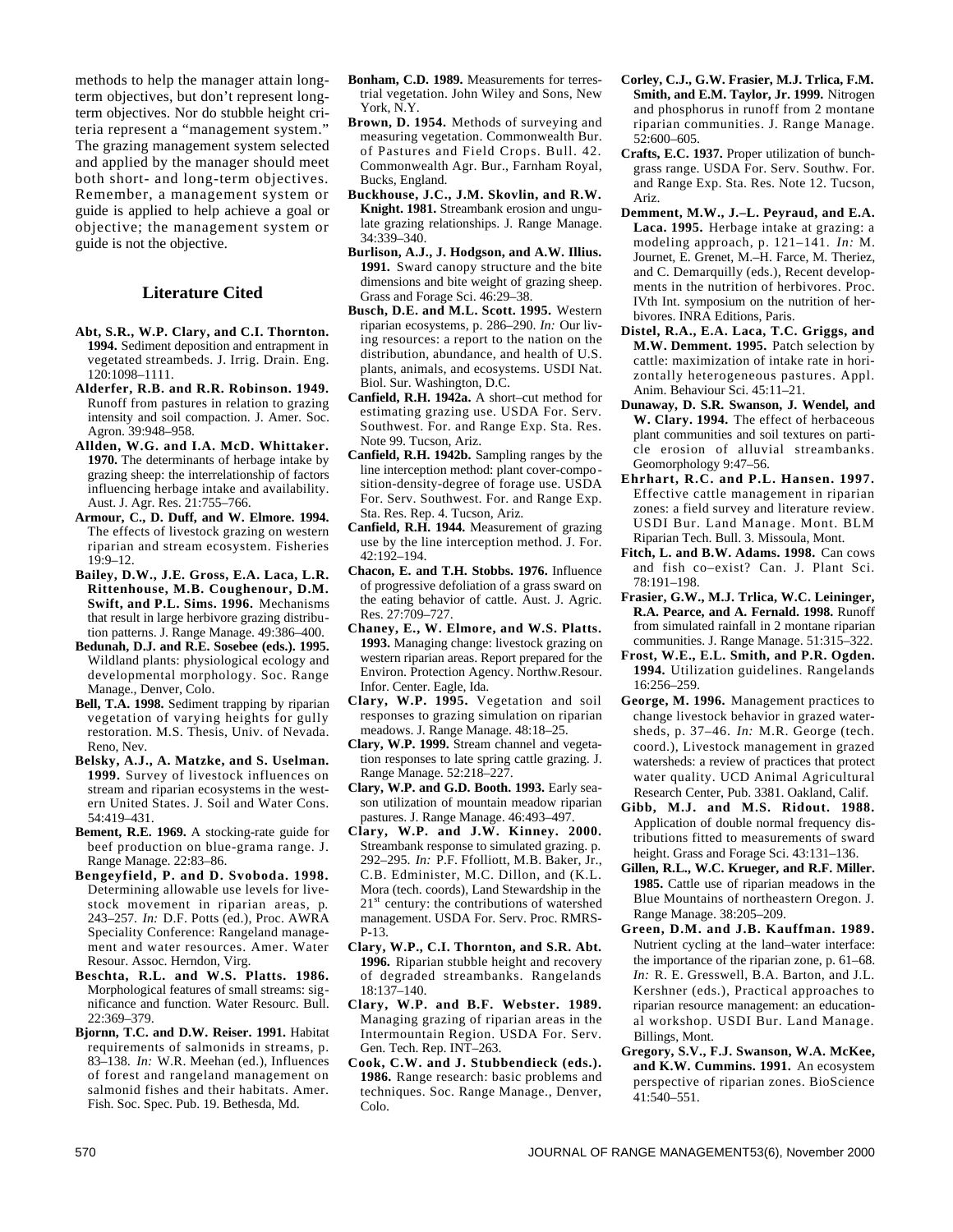methods to help the manager attain long-term objectives, but don't represent long-term objectives. Nor do stubble height criteria represent a "management system." The grazing management system selected and applied by the manager should meet both short- and long-term objectives. Remember, a management system or guide is applied to help achieve a goal or objective; the management system or guide is not the objective.

## Literature Cited

**Abt, S.R., W.P. Clary, and C.I. Thornton. 1994.** Sediment deposition and entrapment in vegetated streambeds. J. Irrig. Drain. Eng. 120:1098–1111.

**Alderfer, R.B. and R.R. Robinson. 1949.** Runoff from pastures in relation to grazing intensity and soil compaction. J. Amer. Soc. Agron. 39:948–958.

**Allden, W.G. and I.A. McD. Whittaker. 1970.** The determinants of herbage intake by grazing sheep: the interrelationship of factors influencing herbage intake and availability. Aust. J. Agr. Res. 21:755–766.

**Armour, C., D. Duff, and W. Elmore. 1994.** The effects of livestock grazing on western riparian and stream ecosystem. Fisheries 19:9–12.

**Bailey, D.W., J.E. Gross, E.A. Laca, L.R. Rittenhouse, M.B. Coughenour, D.M. Swift, and P.L. Sims. 1996.** Mechanisms that result in large herbivore grazing distribution patterns. J. Range Manage. 49:386–400.

**Bedunah, D.J. and R.E. Sosebee (eds.). 1995.** Wildland plants: physiological ecology and developmental morphology. Soc. Range Manage., Denver, Colo.

**Bell, T.A. 1998.** Sediment trapping by riparian vegetation of varying heights for gully restoration. M.S. Thesis, Univ. of Nevada. Reno, Nev.

**Belsky, A.J., A. Matzke, and S. Uselman. 1999.** Survey of livestock influences on stream and riparian ecosystems in the western United States. J. Soil and Water Cons. 54:419–431.

**Bement, R.E. 1969.** A stocking-rate guide for beef production on blue-grama range. J. Range Manage. 22:83–86.

**Bengeyfield, P. and D. Svoboda. 1998.** Determining allowable use levels for livestock movement in riparian areas, p. 243–257. *In:* D.F. Potts (ed.), Proc. AWRA Speciality Conference: Rangeland management and water resources. Amer. Water Resour. Assoc. Herndon, Virg.

**Beschta, R.L. and W.S. Platts. 1986.** Morphological features of small streams: significance and function. Water Resourc. Bull. 22:369–379.

**Bjornn, T.C. and D.W. Reiser. 1991.** Habitat requirements of salmonids in streams, p. 83–138. *In:* W.R. Meehan (ed.), Influences of forest and rangeland management on salmonid fishes and their habitats. Amer. Fish. Soc. Spec. Pub. 19. Bethesda, Md.

**Bonham, C.D. 1989.** Measurements for terrestrial vegetation. John Wiley and Sons, New York, N.Y.

**Brown, D. 1954.** Methods of surveying and measuring vegetation. Commonwealth Bur. of Pastures and Field Crops. Bull. 42. Commonwealth Agr. Bur., Farnham Royal, Bucks, England.

**Buckhouse, J.C., J.M. Skovlin, and R.W. Knight. 1981.** Streambank erosion and ungulate grazing relationships. J. Range Manage. 34:339–340.

**Burlison, A.J., J. Hodgson, and A.W. Illius. 1991.** Sward canopy structure and the bite dimensions and bite weight of grazing sheep. Grass and Forage Sci. 46:29–38.

**Busch, D.E. and M.L. Scott. 1995.** Western riparian ecosystems, p. 286–290. *In:* Our living resources: a report to the nation on the distribution, abundance, and health of U.S. plants, animals, and ecosystems. USDI Nat. Biol. Sur. Washington, D.C.

**Canfield, R.H. 1942a.** A short–cut method for estimating grazing use. USDA For. Serv. Southwest. For. and Range Exp. Sta. Res. Note 99. Tucson, Ariz.

**Canfield, R.H. 1942b.** Sampling ranges by the line interception method: plant cover-composition-density-degree of forage use. USDA For. Serv. Southwest. For. and Range Exp. Sta. Res. Rep. 4. Tucson, Ariz.

**Canfield, R.H. 1944.** Measurement of grazing use by the line interception method. J. For. 42:192–194.

**Chacon, E. and T.H. Stobbs. 1976.** Influence of progressive defoliation of a grass sward on the eating behavior of cattle. Aust. J. Agric. Res. 27:709–727.

**Chaney, E., W. Elmore, and W.S. Platts. 1993.** Managing change: livestock grazing on western riparian areas. Report prepared for the Environ. Protection Agency. Northw.Resour. Infor. Center. Eagle, Ida.

**Clary, W.P. 1995.** Vegetation and soil responses to grazing simulation on riparian meadows. J. Range Manage. 48:18–25.

**Clary, W.P. 1999.** Stream channel and vegetation responses to late spring cattle grazing. J. Range Manage. 52:218–227.

**Clary, W.P. and G.D. Booth. 1993.** Early season utilization of mountain meadow riparian pastures. J. Range Manage. 46:493–497.

**Clary, W.P. and J.W. Kinney. 2000.** Streambank response to simulated grazing. p. 292–295. *In:* P.F. Ffolliott, M.B. Baker, Jr., C.B. Edminister, M.C. Dillon, and (K.L. Mora (tech. coords), Land Stewardship in the 21st century: the contributions of watershed management. USDA For. Serv. Proc. RMRS-P-13.

**Clary, W.P., C.I. Thornton, and S.R. Abt. 1996.** Riparian stubble height and recovery of degraded streambanks. Rangelands 18:137–140.

**Clary, W.P. and B.F. Webster. 1989.** Managing grazing of riparian areas in the Intermountain Region. USDA For. Serv. Gen. Tech. Rep. INT–263.

**Cook, C.W. and J. Stubbendieck (eds.). 1986.** Range research: basic problems and techniques. Soc. Range Manage., Denver, Colo.

**Corley, C.J., G.W. Frasier, M.J. Trlica, F.M. Smith, and E.M. Taylor, Jr. 1999.** Nitrogen and phosphorus in runoff from 2 montane riparian communities. J. Range Manage. 52:600–605.

**Crafts, E.C. 1937.** Proper utilization of bunchgrass range. USDA For. Serv. Southw. For. and Range Exp. Sta. Res. Note 12. Tucson, Ariz.

**Demment, M.W., J.–L. Peyraud, and E.A. Laca. 1995.** Herbage intake at grazing: a modeling approach, p. 121–141. *In:* M. Journet, E. Grenet, M.–H. Farce, M. Theriez, and C. Demarquilly (eds.), Recent developments in the nutrition of herbivores. Proc. IVth Int. symposium on the nutrition of herbivores. INRA Editions, Paris.

**Distel, R.A., E.A. Laca, T.C. Griggs, and M.W. Demment. 1995.** Patch selection by cattle: maximization of intake rate in horizontally heterogeneous pastures. Appl. Anim. Behaviour Sci. 45:11–21.

**Dunaway, D. S.R. Swanson, J. Wendel, and W. Clary. 1994.** The effect of herbaceous plant communities and soil textures on particle erosion of alluvial streambanks. Geomorphology 9:47–56.

**Ehrhart, R.C. and P.L. Hansen. 1997.** Effective cattle management in riparian zones: a field survey and literature review. USDI Bur. Land Manage. Mont. BLM Riparian Tech. Bull. 3. Missoula, Mont.

**Fitch, L. and B.W. Adams. 1998.** Can cows and fish co–exist? Can. J. Plant Sci. 78:191–198.

**Frasier, G.W., M.J. Trlica, W.C. Leininger, R.A. Pearce, and A. Fernald. 1998.** Runoff from simulated rainfall in 2 montane riparian communities. J. Range Manage. 51:315–322.

**Frost, W.E., E.L. Smith, and P.R. Ogden. 1994.** Utilization guidelines. Rangelands 16:256–259.

**George, M. 1996.** Management practices to change livestock behavior in grazed watersheds, p. 37–46. *In:* M.R. George (tech. coord.), Livestock management in grazed watersheds: a review of practices that protect water quality. UCD Animal Agricultural Research Center, Pub. 3381. Oakland, Calif.

**Gibb, M.J. and M.S. Ridout. 1988.** Application of double normal frequency distributions fitted to measurements of sward height. Grass and Forage Sci. 43:131–136.

**Gillen, R.L., W.C. Krueger, and R.F. Miller. 1985.** Cattle use of riparian meadows in the Blue Mountains of northeastern Oregon. J. Range Manage. 38:205–209.

**Green, D.M. and J.B. Kauffman. 1989.** Nutrient cycling at the land–water interface: the importance of the riparian zone, p. 61–68. *In:* R. E. Gresswell, B.A. Barton, and J.L. Kershner (eds.), Practical approaches to riparian resource management: an educational workshop. USDI Bur. Land Manage. Billings, Mont.

**Gregory, S.V., F.J. Swanson, W.A. McKee, and K.W. Cummins. 1991.** An ecosystem perspective of riparian zones. BioScience 41:540–551.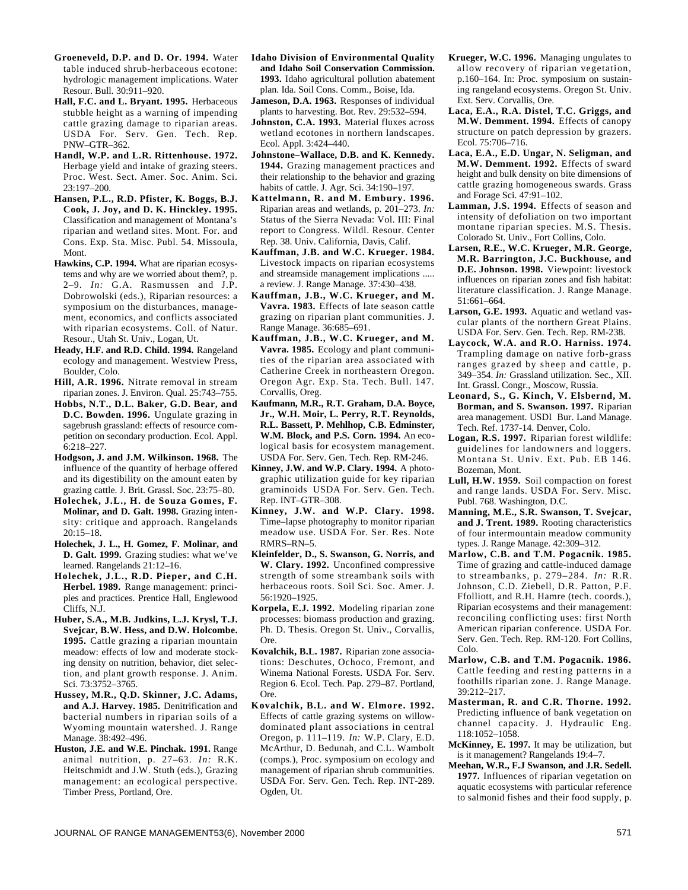**Groeneveld, D.P. and D. Or. 1994.** Water table induced shrub-herbaceous ecotone: hydrologic management implications. Water Resour. Bull. 30:911–920.

**Hall, F.C. and L. Bryant. 1995.** Herbaceous stubble height as a warning of impending cattle grazing damage to riparian areas. USDA For. Serv. Gen. Tech. Rep. PNW–GTR–362.

**Handl, W.P. and L.R. Rittenhouse. 1972.** Herbage yield and intake of grazing steers. Proc. West. Sect. Amer. Soc. Anim. Sci. 23:197–200.

**Hansen, P.L., R.D. Pfister, K. Boggs, B.J. Cook, J. Joy, and D. K. Hinckley. 1995.** Classification and management of Montana's riparian and wetland sites. Mont. For. and Cons. Exp. Sta. Misc. Publ. 54. Missoula, Mont.

**Hawkins, C.P. 1994.** What are riparian ecosystems and why are we worried about them?, p. 2–9. *In:* G.A. Rasmussen and J.P. Dobrowolski (eds.), Riparian resources: a symposium on the disturbances, management, economics, and conflicts associated with riparian ecosystems. Coll. of Natur. Resour., Utah St. Univ., Logan, Ut.

**Heady, H.F. and R.D. Child. 1994.** Rangeland ecology and management. Westview Press, Boulder, Colo.

**Hill, A.R. 1996.** Nitrate removal in stream riparian zones. J. Environ. Qual. 25:743–755.

**Hobbs, N.T., D.L. Baker, G.D. Bear, and D.C. Bowden. 1996.** Ungulate grazing in sagebrush grassland: effects of resource competition on secondary production. Ecol. Appl. 6:218–227.

**Hodgson, J. and J.M. Wilkinson. 1968.** The influence of the quantity of herbage offered and its digestibility on the amount eaten by grazing cattle. J. Brit. Grassl. Soc. 23:75–80.

**Holechek, J.L., H. de Souza Gomes, F. Molinar, and D. Galt. 1998.** Grazing intensity: critique and approach. Rangelands 20:15–18.

**Holechek, J. L., H. Gomez, F. Molinar, and D. Galt. 1999.** Grazing studies: what we've learned. Rangelands 21:12–16.

**Holechek, J.L., R.D. Pieper, and C.H. Herbel. 1989.** Range management: principles and practices. Prentice Hall, Englewood Cliffs, N.J.

**Huber, S.A., M.B. Judkins, L.J. Krysl, T.J. Svejcar, B.W. Hess, and D.W. Holcombe. 1995.** Cattle grazing a riparian mountain meadow: effects of low and moderate stocking density on nutrition, behavior, diet selection, and plant growth response. J. Anim. Sci. 73:3752–3765.

**Hussey, M.R., Q.D. Skinner, J.C. Adams, and A.J. Harvey. 1985.** Denitrification and bacterial numbers in riparian soils of a Wyoming mountain watershed. J. Range Manage. 38:492–496.

**Huston, J.E. and W.E. Pinchak. 1991.** Range animal nutrition, p. 27–63. *In:* R.K. Heitschmidt and J.W. Stuth (eds.), Grazing management: an ecological perspective. Timber Press, Portland, Ore.

**Idaho Division of Environmental Quality and Idaho Soil Conservation Commission. 1993.** Idaho agricultural pollution abatement plan. Ida. Soil Cons. Comm., Boise, Ida.

**Jameson, D.A. 1963.** Responses of individual plants to harvesting. Bot. Rev. 29:532–594.

**Johnston, C.A. 1993.** Material fluxes across wetland ecotones in northern landscapes. Ecol. Appl. 3:424–440.

**Johnstone–Wallace, D.B. and K. Kennedy. 1944.** Grazing management practices and their relationship to the behavior and grazing habits of cattle. J. Agr. Sci. 34:190–197.

**Kattelmann, R. and M. Embury. 1996.** Riparian areas and wetlands, p. 201–273. *In:* Status of the Sierra Nevada: Vol. III: Final report to Congress. Wildl. Resour. Center Rep. 38. Univ. California, Davis, Calif.

**Kauffman, J.B. and W.C. Krueger. 1984.** Livestock impacts on riparian ecosystems and streamside management implications ..... a review. J. Range Manage. 37:430–438.

**Kauffman, J.B., W.C. Krueger, and M. Vavra. 1983.** Effects of late season cattle grazing on riparian plant communities. J. Range Manage. 36:685–691.

**Kauffman, J.B., W.C. Krueger, and M. Vavra. 1985.** Ecology and plant communities of the riparian area associated with Catherine Creek in northeastern Oregon. Oregon Agr. Exp. Sta. Tech. Bull. 147. Corvallis, Oreg.

**Kaufmann, M.R., R.T. Graham, D.A. Boyce, Jr., W.H. Moir, L. Perry, R.T. Reynolds, R.L. Bassett, P. Mehlhop, C.B. Edminster, W.M. Block, and P.S. Corn. 1994.** An ecological basis for ecosystem management. USDA For. Serv. Gen. Tech. Rep. RM-246.

**Kinney, J.W. and W.P. Clary. 1994.** A photographic utilization guide for key riparian graminoids USDA For. Serv. Gen. Tech. Rep. INT–GTR–308.

**Kinney, J.W. and W.P. Clary. 1998.** Time–lapse photography to monitor riparian meadow use. USDA For. Ser. Res. Note RMRS–RN–5.

**Kleinfelder, D., S. Swanson, G. Norris, and W. Clary. 1992.** Unconfined compressive strength of some streambank soils with herbaceous roots. Soil Sci. Soc. Amer. J. 56:1920–1925.

**Korpela, E.J. 1992.** Modeling riparian zone processes: biomass production and grazing. Ph. D. Thesis. Oregon St. Univ., Corvallis, Ore.

**Kovalchik, B.L. 1987.** Riparian zone associations: Deschutes, Ochoco, Fremont, and Winema National Forests. USDA For. Serv. Region 6. Ecol. Tech. Pap. 279–87. Portland, Ore.

**Kovalchik, B.L. and W. Elmore. 1992.** Effects of cattle grazing systems on willow-dominated plant associations in central Oregon, p. 111–119. *In:* W.P. Clary, E.D. McArthur, D. Bedunah, and C.L. Wambolt (comps.), Proc. symposium on ecology and management of riparian shrub communities. USDA For. Serv. Gen. Tech. Rep. INT-289. Ogden, Ut.

**Krueger, W.C. 1996.** Managing ungulates to allow recovery of riparian vegetation, p.160–164. In: Proc. symposium on sustaining rangeland ecosystems. Oregon St. Univ. Ext. Serv. Corvallis, Ore.

**Laca, E.A., R.A. Distel, T.C. Griggs, and M.W. Demment. 1994.** Effects of canopy structure on patch depression by grazers. Ecol. 75:706–716.

**Laca, E.A., E.D. Ungar, N. Seligman, and M.W. Demment. 1992.** Effects of sward height and bulk density on bite dimensions of cattle grazing homogeneous swards. Grass and Forage Sci. 47:91–102.

**Lamman, J.S. 1994.** Effects of season and intensity of defoliation on two important montane riparian species. M.S. Thesis. Colorado St. Univ., Fort Collins, Colo.

**Larsen, R.E., W.C. Krueger, M.R. George, M.R. Barrington, J.C. Buckhouse, and D.E. Johnson. 1998.** Viewpoint: livestock influences on riparian zones and fish habitat: literature classification. J. Range Manage. 51:661–664.

**Larson, G.E. 1993.** Aquatic and wetland vascular plants of the northern Great Plains. USDA For. Serv. Gen. Tech. Rep. RM-238.

**Laycock, W.A. and R.O. Harniss. 1974.** Trampling damage on native forb-grass ranges grazed by sheep and cattle, p. 349–354. *In:* Grassland utilization. Sec., XII. Int. Grassl. Congr., Moscow, Russia.

**Leonard, S., G. Kinch, V. Elsbernd, M. Borman, and S. Swanson. 1997.** Riparian area management. USDI Bur. Land Manage. Tech. Ref. 1737-14. Denver, Colo.

**Logan, R.S. 1997.** Riparian forest wildlife: guidelines for landowners and loggers. Montana St. Univ. Ext. Pub. EB 146. Bozeman, Mont.

**Lull, H.W. 1959.** Soil compaction on forest and range lands. USDA For. Serv. Misc. Publ. 768. Washington, D.C.

**Manning, M.E., S.R. Swanson, T. Svejcar, and J. Trent. 1989.** Rooting characteristics of four intermountain meadow community types. J. Range Manage. 42:309–312.

**Marlow, C.B. and T.M. Pogacnik. 1985.** Time of grazing and cattle-induced damage to streambanks, p. 279–284. *In:* R.R. Johnson, C.D. Ziebell, D.R. Patton, P.F. Ffolliott, and R.H. Hamre (tech. coords.), Riparian ecosystems and their management: reconciling conflicting uses: first North American riparian conference. USDA For. Serv. Gen. Tech. Rep. RM-120. Fort Collins, Colo.

**Marlow, C.B. and T.M. Pogacnik. 1986.** Cattle feeding and resting patterns in a foothills riparian zone. J. Range Manage. 39:212–217.

**Masterman, R. and C.R. Thorne. 1992.** Predicting influence of bank vegetation on channel capacity. J. Hydraulic Eng. 118:1052–1058.

**McKinney, E. 1997.** It may be utilization, but is it management? Rangelands 19:4–7.

**Meehan, W.R., F.J Swanson, and J.R. Sedell. 1977.** Influences of riparian vegetation on aquatic ecosystems with particular reference to salmonid fishes and their food supply, p.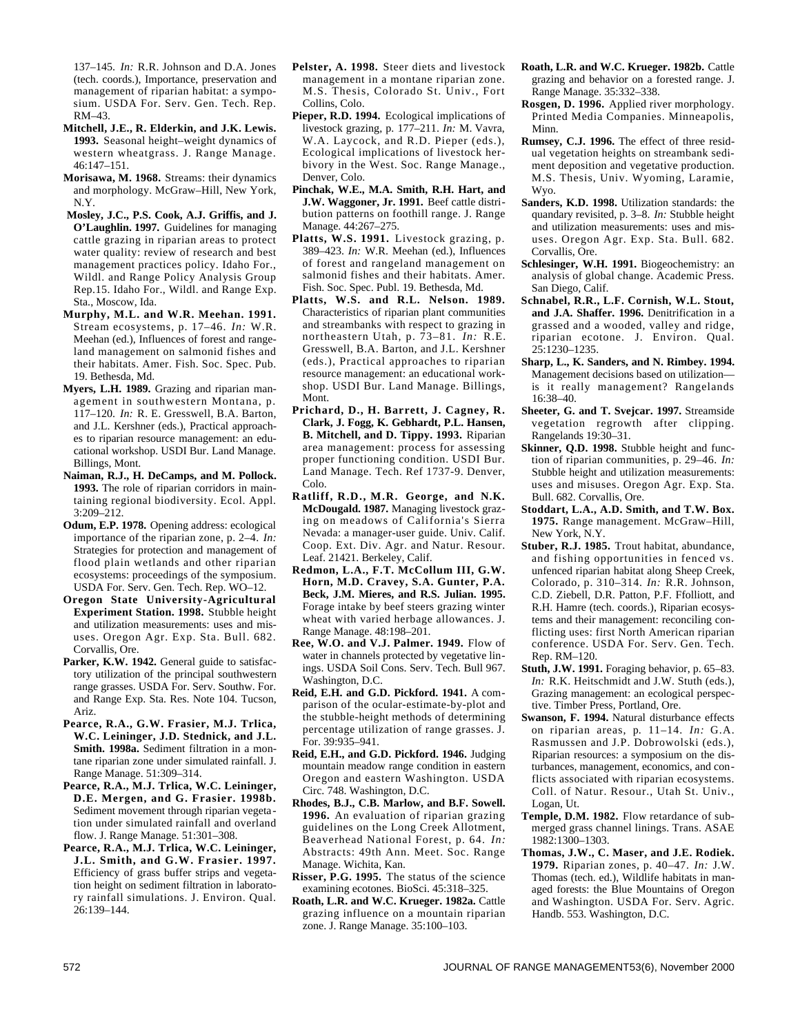137–145. *In:* R.R. Johnson and D.A. Jones (tech. coords.), Importance, preservation and management of riparian habitat: a symposium. USDA For. Serv. Gen. Tech. Rep. RM–43.

**Mitchell, J.E., R. Elderkin, and J.K. Lewis. 1993.** Seasonal height–weight dynamics of western wheatgrass. J. Range Manage. 46:147–151.

**Morisawa, M. 1968.** Streams: their dynamics and morphology. McGraw–Hill, New York, N.Y.

**Mosley, J.C., P.S. Cook, A.J. Griffis, and J. O'Laughlin. 1997.** Guidelines for managing cattle grazing in riparian areas to protect water quality: review of research and best management practices policy. Idaho For., Wildl. and Range Policy Analysis Group Rep.15. Idaho For., Wildl. and Range Exp. Sta., Moscow, Ida.

**Murphy, M.L. and W.R. Meehan. 1991.** Stream ecosystems, p. 17–46. *In:* W.R. Meehan (ed.), Influences of forest and rangeland management on salmonid fishes and their habitats. Amer. Fish. Soc. Spec. Pub. 19. Bethesda, Md.

**Myers, L.H. 1989.** Grazing and riparian management in southwestern Montana, p. 117–120. *In:* R. E. Gresswell, B.A. Barton, and J.L. Kershner (eds.), Practical approaches to riparian resource management: an educational workshop. USDI Bur. Land Manage. Billings, Mont.

**Naiman, R.J., H. DeCamps, and M. Pollock. 1993.** The role of riparian corridors in maintaining regional biodiversity. Ecol. Appl. 3:209–212.

**Odum, E.P. 1978.** Opening address: ecological importance of the riparian zone, p. 2–4. *In:* Strategies for protection and management of flood plain wetlands and other riparian ecosystems: proceedings of the symposium. USDA For. Serv. Gen. Tech. Rep. WO–12.

**Oregon State University-Agricultural Experiment Station. 1998.** Stubble height and utilization measurements: uses and misuses. Oregon Agr. Exp. Sta. Bull. 682. Corvallis, Ore.

**Parker, K.W. 1942.** General guide to satisfactory utilization of the principal southwestern range grasses. USDA For. Serv. Southw. For. and Range Exp. Sta. Res. Note 104. Tucson, Ariz.

**Pearce, R.A., G.W. Frasier, M.J. Trlica, W.C. Leininger, J.D. Stednick, and J.L. Smith. 1998a.** Sediment filtration in a montane riparian zone under simulated rainfall. J. Range Manage. 51:309–314.

**Pearce, R.A., M.J. Trlica, W.C. Leininger, D.E. Mergen, and G. Frasier. 1998b.** Sediment movement through riparian vegetation under simulated rainfall and overland flow. J. Range Manage. 51:301–308.

**Pearce, R.A., M.J. Trlica, W.C. Leininger, J.L. Smith, and G.W. Frasier. 1997.** Efficiency of grass buffer strips and vegetation height on sediment filtration in laboratory rainfall simulations. J. Environ. Qual. 26:139–144.

**Pelster, A. 1998.** Steer diets and livestock management in a montane riparian zone. M.S. Thesis, Colorado St. Univ., Fort Collins, Colo.

**Pieper, R.D. 1994.** Ecological implications of livestock grazing, p. 177–211. *In:* M. Vavra, W.A. Laycock, and R.D. Pieper (eds.), Ecological implications of livestock herbivory in the West. Soc. Range Manage., Denver, Colo.

**Pinchak, W.E., M.A. Smith, R.H. Hart, and J.W. Waggoner, Jr. 1991.** Beef cattle distribution patterns on foothill range. J. Range Manage. 44:267–275.

**Platts, W.S. 1991.** Livestock grazing, p. 389–423. *In:* W.R. Meehan (ed.), Influences of forest and rangeland management on salmonid fishes and their habitats. Amer. Fish. Soc. Spec. Publ. 19. Bethesda, Md.

**Platts, W.S. and R.L. Nelson. 1989.** Characteristics of riparian plant communities and streambanks with respect to grazing in northeastern Utah, p. 73–81. *In:* R.E. Gresswell, B.A. Barton, and J.L. Kershner (eds.), Practical approaches to riparian resource management: an educational workshop. USDI Bur. Land Manage. Billings, Mont.

**Prichard, D., H. Barrett, J. Cagney, R. Clark, J. Fogg, K. Gebhardt, P.L. Hansen, B. Mitchell, and D. Tippy. 1993.** Riparian area management: process for assessing proper functioning condition. USDI Bur. Land Manage. Tech. Ref 1737-9. Denver, Colo.

**Ratliff, R.D., M.R. George, and N.K. McDougald. 1987.** Managing livestock grazing on meadows of California's Sierra Nevada: a manager-user guide. Univ. Calif. Coop. Ext. Div. Agr. and Natur. Resour. Leaf. 21421. Berkeley, Calif.

**Redmon, L.A., F.T. McCollum III, G.W. Horn, M.D. Cravey, S.A. Gunter, P.A. Beck, J.M. Mieres, and R.S. Julian. 1995.** Forage intake by beef steers grazing winter wheat with varied herbage allowances. J. Range Manage. 48:198–201.

**Ree, W.O. and V.J. Palmer. 1949.** Flow of water in channels protected by vegetative linings. USDA Soil Cons. Serv. Tech. Bull 967. Washington, D.C.

**Reid, E.H. and G.D. Pickford. 1941.** A comparison of the ocular-estimate-by-plot and the stubble-height methods of determining percentage utilization of range grasses. J. For. 39:935–941.

**Reid, E.H., and G.D. Pickford. 1946.** Judging mountain meadow range condition in eastern Oregon and eastern Washington. USDA Circ. 748. Washington, D.C.

**Rhodes, B.J., C.B. Marlow, and B.F. Sowell. 1996.** An evaluation of riparian grazing guidelines on the Long Creek Allotment, Beaverhead National Forest, p. 64. *In:* Abstracts: 49th Ann. Meet. Soc. Range Manage. Wichita, Kan.

**Risser, P.G. 1995.** The status of the science examining ecotones. BioSci. 45:318–325.

**Roath, L.R. and W.C. Krueger. 1982a.** Cattle grazing influence on a mountain riparian zone. J. Range Manage. 35:100–103.

**Roath, L.R. and W.C. Krueger. 1982b.** Cattle grazing and behavior on a forested range. J. Range Manage. 35:332–338.

**Rosgen, D. 1996.** Applied river morphology. Printed Media Companies. Minneapolis, Minn.

**Rumsey, C.J. 1996.** The effect of three residual vegetation heights on streambank sediment deposition and vegetative production. M.S. Thesis, Univ. Wyoming, Laramie, Wyo.

**Sanders, K.D. 1998.** Utilization standards: the quandary revisited, p. 3–8. *In:* Stubble height and utilization measurements: uses and misuses. Oregon Agr. Exp. Sta. Bull. 682. Corvallis, Ore.

**Schlesinger, W.H. 1991.** Biogeochemistry: an analysis of global change. Academic Press. San Diego, Calif.

**Schnabel, R.R., L.F. Cornish, W.L. Stout, and J.A. Shaffer. 1996.** Denitrification in a grassed and a wooded, valley and ridge, riparian ecotone. J. Environ. Qual. 25:1230–1235.

**Sharp, L., K. Sanders, and N. Rimbey. 1994.** Management decisions based on utilization—is it really management? Rangelands 16:38–40.

**Sheeter, G. and T. Svejcar. 1997.** Streamside vegetation regrowth after clipping. Rangelands 19:30–31.

**Skinner, Q.D. 1998.** Stubble height and function of riparian communities, p. 29–46. *In:* Stubble height and utilization measurements: uses and misuses. Oregon Agr. Exp. Sta. Bull. 682. Corvallis, Ore.

**Stoddart, L.A., A.D. Smith, and T.W. Box. 1975.** Range management. McGraw–Hill, New York, N.Y.

**Stuber, R.J. 1985.** Trout habitat, abundance, and fishing opportunities in fenced vs. unfenced riparian habitat along Sheep Creek, Colorado, p. 310–314. *In:* R.R. Johnson, C.D. Ziebell, D.R. Patton, P.F. Ffolliott, and R.H. Hamre (tech. coords.), Riparian ecosystems and their management: reconciling conflicting uses: first North American riparian conference. USDA For. Serv. Gen. Tech. Rep. RM–120.

**Stuth, J.W. 1991.** Foraging behavior, p. 65–83. *In:* R.K. Heitschmidt and J.W. Stuth (eds.), Grazing management: an ecological perspective. Timber Press, Portland, Ore.

**Swanson, F. 1994.** Natural disturbance effects on riparian areas, p. 11–14. *In:* G.A. Rasmussen and J.P. Dobrowolski (eds.), Riparian resources: a symposium on the disturbances, management, economics, and conflicts associated with riparian ecosystems. Coll. of Natur. Resour., Utah St. Univ., Logan, Ut.

**Temple, D.M. 1982.** Flow retardance of submerged grass channel linings. Trans. ASAE 1982:1300–1303.

**Thomas, J.W., C. Maser, and J.E. Rodiek. 1979.** Riparian zones, p. 40–47. *In:* J.W. Thomas (tech. ed.), Wildlife habitats in managed forests: the Blue Mountains of Oregon and Washington. USDA For. Serv. Agric. Handb. 553. Washington, D.C.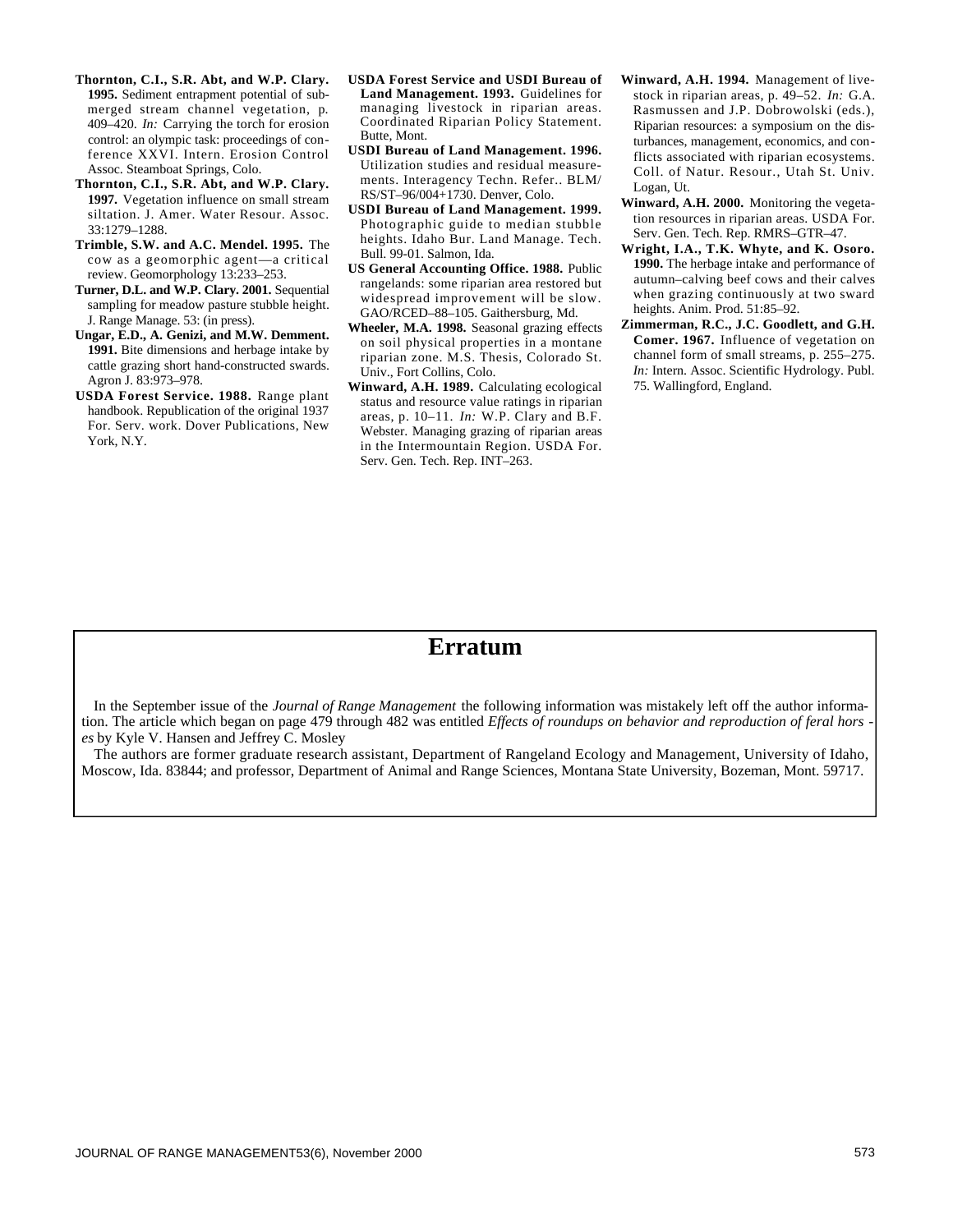**Thornton, C.I., S.R. Abt, and W.P. Clary. 1995.** Sediment entrapment potential of submerged stream channel vegetation, p. 409–420. *In:* Carrying the torch for erosion control: an olympic task: proceedings of conference XXVI. Intern. Erosion Control Assoc. Steamboat Springs, Colo.

**Thornton, C.I., S.R. Abt, and W.P. Clary. 1997.** Vegetation influence on small stream siltation. J. Amer. Water Resour. Assoc. 33:1279–1288.

**Trimble, S.W. and A.C. Mendel. 1995.** The cow as a geomorphic agent—a critical review. Geomorphology 13:233–253.

**Turner, D.L. and W.P. Clary. 2001.** Sequential sampling for meadow pasture stubble height. J. Range Manage. 53: (in press).

**Ungar, E.D., A. Genizi, and M.W. Demment. 1991.** Bite dimensions and herbage intake by cattle grazing short hand-constructed swards. Agron J. 83:973–978.

**USDA Forest Service. 1988.** Range plant handbook. Republication of the original 1937 For. Serv. work. Dover Publications, New York, N.Y.

**USDA Forest Service and USDI Bureau of Land Management. 1993.** Guidelines for managing livestock in riparian areas. Coordinated Riparian Policy Statement. Butte, Mont.

**USDI Bureau of Land Management. 1996.** Utilization studies and residual measurements. Interagency Techn. Refer.. BLM/RS/ST–96/004+1730. Denver, Colo.

**USDI Bureau of Land Management. 1999.** Photographic guide to median stubble heights. Idaho Bur. Land Manage. Tech. Bull. 99-01. Salmon, Ida.

**US General Accounting Office. 1988.** Public rangelands: some riparian area restored but widespread improvement will be slow. GAO/RCED–88–105. Gaithersburg, Md.

**Wheeler, M.A. 1998.** Seasonal grazing effects on soil physical properties in a montane riparian zone. M.S. Thesis, Colorado St. Univ., Fort Collins, Colo.

**Winward, A.H. 1989.** Calculating ecological status and resource value ratings in riparian areas, p. 10–11. *In:* W.P. Clary and B.F. Webster. Managing grazing of riparian areas in the Intermountain Region. USDA For. Serv. Gen. Tech. Rep. INT–263.

**Winward, A.H. 1994.** Management of livestock in riparian areas, p. 49–52. *In:* G.A. Rasmussen and J.P. Dobrowolski (eds.), Riparian resources: a symposium on the disturbances, management, economics, and conflicts associated with riparian ecosystems. Coll. of Natur. Resour., Utah St. Univ. Logan, Ut.

**Winward, A.H. 2000.** Monitoring the vegetation resources in riparian areas. USDA For. Serv. Gen. Tech. Rep. RMRS–GTR–47.

**Wright, I.A., T.K. Whyte, and K. Osoro. 1990.** The herbage intake and performance of autumn–calving beef cows and their calves when grazing continuously at two sward heights. Anim. Prod. 51:85–92.

**Zimmerman, R.C., J.C. Goodlett, and G.H. Comer. 1967.** Influence of vegetation on channel form of small streams, p. 255–275. *In:* Intern. Assoc. Scientific Hydrology. Publ. 75. Wallingford, England.

# Erratum

In the September issue of the *Journal of Range Management* the following information was mistakely left off the author information. The article which began on page 479 through 482 was entitled *Effects of roundups on behavior and reproduction of feral horses* by Kyle V. Hansen and Jeffrey C. Mosley

The authors are former graduate research assistant, Department of Rangeland Ecology and Management, University of Idaho, Moscow, Ida. 83844; and professor, Department of Animal and Range Sciences, Montana State University, Bozeman, Mont. 59717.